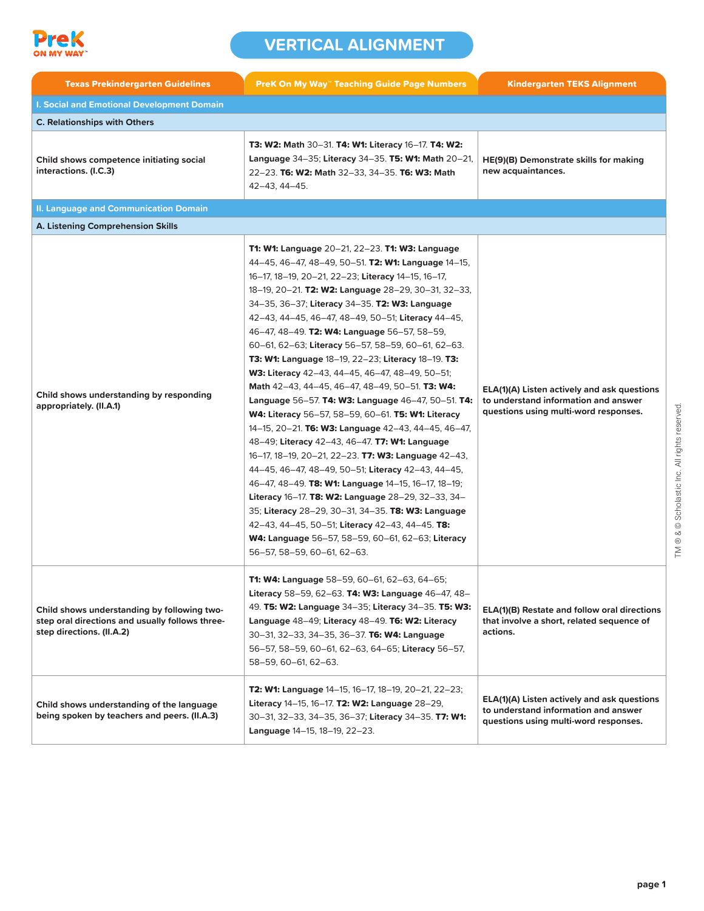# VERTICAL ALIGNMENT

| Texas Prekindergarten Guidelines | PreK On My Way™ Teaching Guide Page Numbers | Kindergarten TEKS Alignment |
|---|---|---|
| **I. Social and Emotional Development Domain** | | |
| **C. Relationships with Others** | | |
| **Child shows competence initiating social interactions. (I.C.3)** | **T3: W2: Math** 30–31. **T4: W1: Literacy** 16–17. **T4: W2: Language** 34–35; **Literacy** 34–35. **T5: W1: Math** 20–21, 22–23. **T6: W2: Math** 32–33, 34–35. **T6: W3: Math** 42–43, 44–45. | **HE(9)(B) Demonstrate skills for making new acquaintances.** |
| **II. Language and Communication Domain** | | |
| **A. Listening Comprehension Skills** | | |
| **Child shows understanding by responding appropriately. (II.A.1)** | **T1: W1: Language** 20–21, 22–23. **T1: W3: Language** 44–45, 46–47, 48–49, 50–51. **T2: W1: Language** 14–15, 16–17, 18–19, 20–21, 22–23; **Literacy** 14–15, 16–17, 18–19, 20–21. **T2: W2: Language** 28–29, 30–31, 32–33, 34–35, 36–37; **Literacy** 34–35. **T2: W3: Language** 42–43, 44–45, 46–47, 48–49, 50–51; **Literacy** 44–45, 46–47, 48–49. **T2: W4: Language** 56–57, 58–59, 60–61, 62–63; **Literacy** 56–57, 58–59, 60–61, 62–63. **T3: W1: Language** 18–19, 22–23; **Literacy** 18–19. **T3: W3: Literacy** 42–43, 44–45, 46–47, 48–49, 50–51; **Math** 42–43, 44–45, 46–47, 48–49, 50–51. **T3: W4: Language** 56–57. **T4: W3: Language** 46–47, 50–51. **T4: W4: Literacy** 56–57, 58–59, 60–61. **T5: W1: Literacy** 14–15, 20–21. **T6: W3: Language** 42–43, 44–45, 46–47, 48–49; **Literacy** 42–43, 46–47. **T7: W1: Language** 16–17, 18–19, 20–21, 22–23. **T7: W3: Language** 42–43, 44–45, 46–47, 48–49, 50–51; **Literacy** 42–43, 44–45, 46–47, 48–49. **T8: W1: Language** 14–15, 16–17, 18–19; **Literacy** 16–17. **T8: W2: Language** 28–29, 32–33, 34–35; **Literacy** 28–29, 30–31, 34–35. **T8: W3: Language** 42–43, 44–45, 50–51; **Literacy** 42–43, 44–45. **T8: W4: Language** 56–57, 58–59, 60–61, 62–63; **Literacy** 56–57, 58–59, 60–61, 62–63. | **ELA(1)(A) Listen actively and ask questions to understand information and answer questions using multi-word responses.** |
| **Child shows understanding by following two-step oral directions and usually follows three-step directions. (II.A.2)** | **T1: W4: Language** 58–59, 60–61, 62–63, 64–65; **Literacy** 58–59, 62–63. **T4: W3: Language** 46–47, 48–49. **T5: W2: Language** 34–35; **Literacy** 34–35. **T5: W3: Language** 48–49; **Literacy** 48–49. **T6: W2: Literacy** 30–31, 32–33, 34–35, 36–37. **T6: W4: Language** 56–57, 58–59, 60–61, 62–63, 64–65; **Literacy** 56–57, 58–59, 60–61, 62–63. | **ELA(1)(B) Restate and follow oral directions that involve a short, related sequence of actions.** |
| **Child shows understanding of the language being spoken by teachers and peers. (II.A.3)** | **T2: W1: Language** 14–15, 16–17, 18–19, 20–21, 22–23; **Literacy** 14–15, 16–17. **T2: W2: Language** 28–29, 30–31, 32–33, 34–35, 36–37; **Literacy** 34–35. **T7: W1: Language** 14–15, 18–19, 22–23. | **ELA(1)(A) Listen actively and ask questions to understand information and answer questions using multi-word responses.** |

TM ® & © Scholastic Inc. All rights reserved.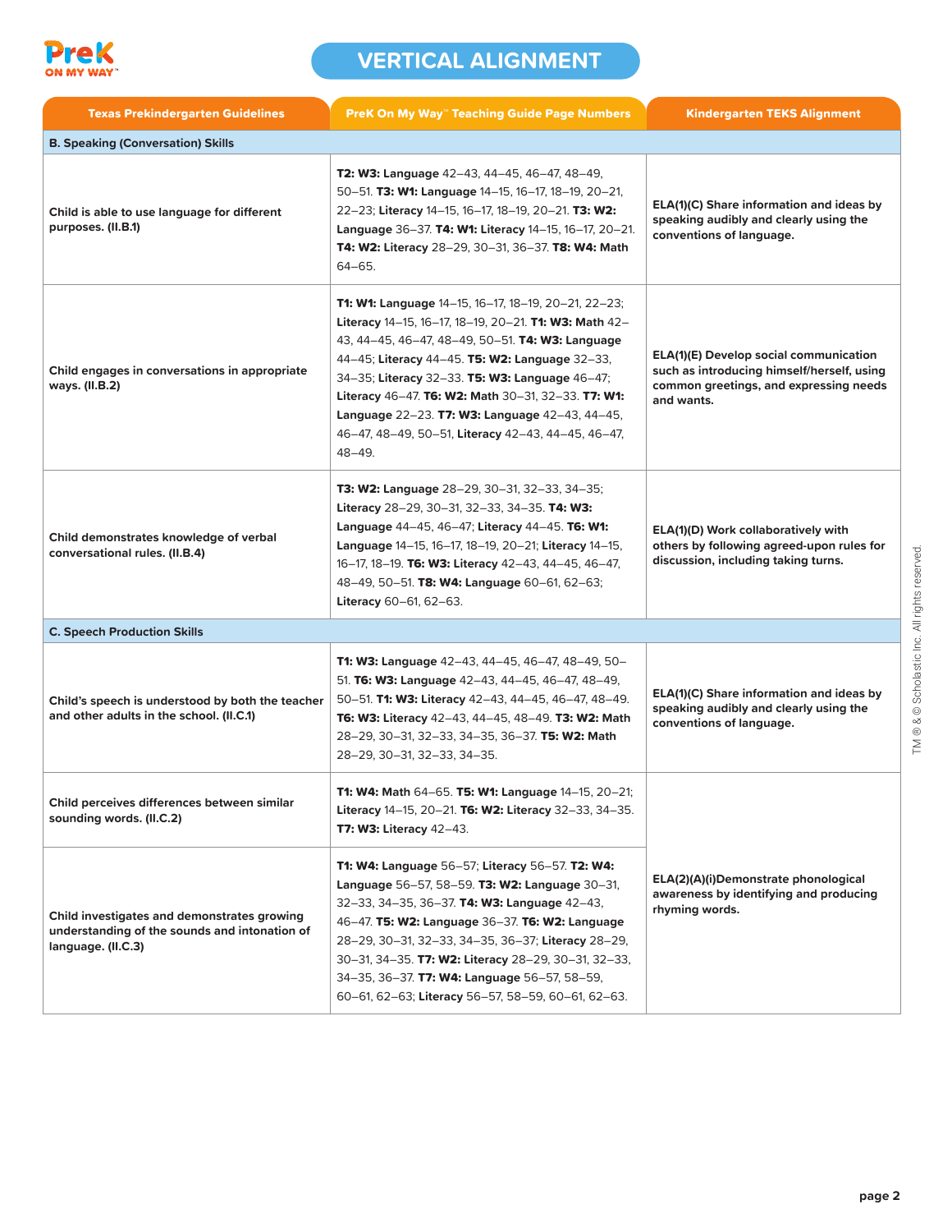# VERTICAL ALIGNMENT

| Texas Prekindergarten Guidelines | PreK On My Way™ Teaching Guide Page Numbers | Kindergarten TEKS Alignment |
|---|---|---|
| **B. Speaking (Conversation) Skills** | | |
| Child is able to use language for different purposes. (II.B.1) | **T2: W3: Language** 42–43, 44–45, 46–47, 48–49, 50–51. **T3: W1: Language** 14–15, 16–17, 18–19, 20–21, 22–23; **Literacy** 14–15, 16–17, 18–19, 20–21. **T3: W2: Language** 36–37. **T4: W1: Literacy** 14–15, 16–17, 20–21. **T4: W2: Literacy** 28–29, 30–31, 36–37. **T8: W4: Math** 64–65. | ELA(1)(C) Share information and ideas by speaking audibly and clearly using the conventions of language. |
| Child engages in conversations in appropriate ways. (II.B.2) | **T1: W1: Language** 14–15, 16–17, 18–19, 20–21, 22–23; **Literacy** 14–15, 16–17, 18–19, 20–21. **T1: W3: Math** 42–43, 44–45, 46–47, 48–49, 50–51. **T4: W3: Language** 44–45; **Literacy** 44–45. **T5: W2: Language** 32–33, 34–35; **Literacy** 32–33. **T5: W3: Language** 46–47; **Literacy** 46–47. **T6: W2: Math** 30–31, 32–33. **T7: W1: Language** 22–23. **T7: W3: Language** 42–43, 44–45, 46–47, 48–49, 50–51, **Literacy** 42–43, 44–45, 46–47, 48–49. | ELA(1)(E) Develop social communication such as introducing himself/herself, using common greetings, and expressing needs and wants. |
| Child demonstrates knowledge of verbal conversational rules. (II.B.4) | **T3: W2: Language** 28–29, 30–31, 32–33, 34–35; **Literacy** 28–29, 30–31, 32–33, 34–35. **T4: W3: Language** 44–45, 46–47; **Literacy** 44–45. **T6: W1: Language** 14–15, 16–17, 18–19, 20–21; **Literacy** 14–15, 16–17, 18–19. **T6: W3: Literacy** 42–43, 44–45, 46–47, 48–49, 50–51. **T8: W4: Language** 60–61, 62–63; **Literacy** 60–61, 62–63. | ELA(1)(D) Work collaboratively with others by following agreed-upon rules for discussion, including taking turns. |
| **C. Speech Production Skills** | | |
| Child's speech is understood by both the teacher and other adults in the school. (II.C.1) | **T1: W3: Language** 42–43, 44–45, 46–47, 48–49, 50–51. **T6: W3: Language** 42–43, 44–45, 46–47, 48–49, 50–51. **T1: W3: Literacy** 42–43, 44–45, 46–47, 48–49. **T6: W3: Literacy** 42–43, 44–45, 48–49. **T3: W2: Math** 28–29, 30–31, 32–33, 34–35, 36–37. **T5: W2: Math** 28–29, 30–31, 32–33, 34–35. | ELA(1)(C) Share information and ideas by speaking audibly and clearly using the conventions of language. |
| Child perceives differences between similar sounding words. (II.C.2) | **T1: W4: Math** 64–65. **T5: W1: Language** 14–15, 20–21; **Literacy** 14–15, 20–21. **T6: W2: Literacy** 32–33, 34–35. **T7: W3: Literacy** 42–43. | ELA(2)(A)(i)Demonstrate phonological awareness by identifying and producing rhyming words. |
| Child investigates and demonstrates growing understanding of the sounds and intonation of language. (II.C.3) | **T1: W4: Language** 56–57; **Literacy** 56–57. **T2: W4: Language** 56–57, 58–59. **T3: W2: Language** 30–31, 32–33, 34–35, 36–37. **T4: W3: Language** 42–43, 46–47. **T5: W2: Language** 36–37. **T6: W2: Language** 28–29, 30–31, 32–33, 34–35, 36–37; **Literacy** 28–29, 30–31, 34–35. **T7: W2: Literacy** 28–29, 30–31, 32–33, 34–35, 36–37. **T7: W4: Language** 56–57, 58–59, 60–61, 62–63; **Literacy** 56–57, 58–59, 60–61, 62–63. | |

TM ® & © Scholastic Inc. All rights reserved.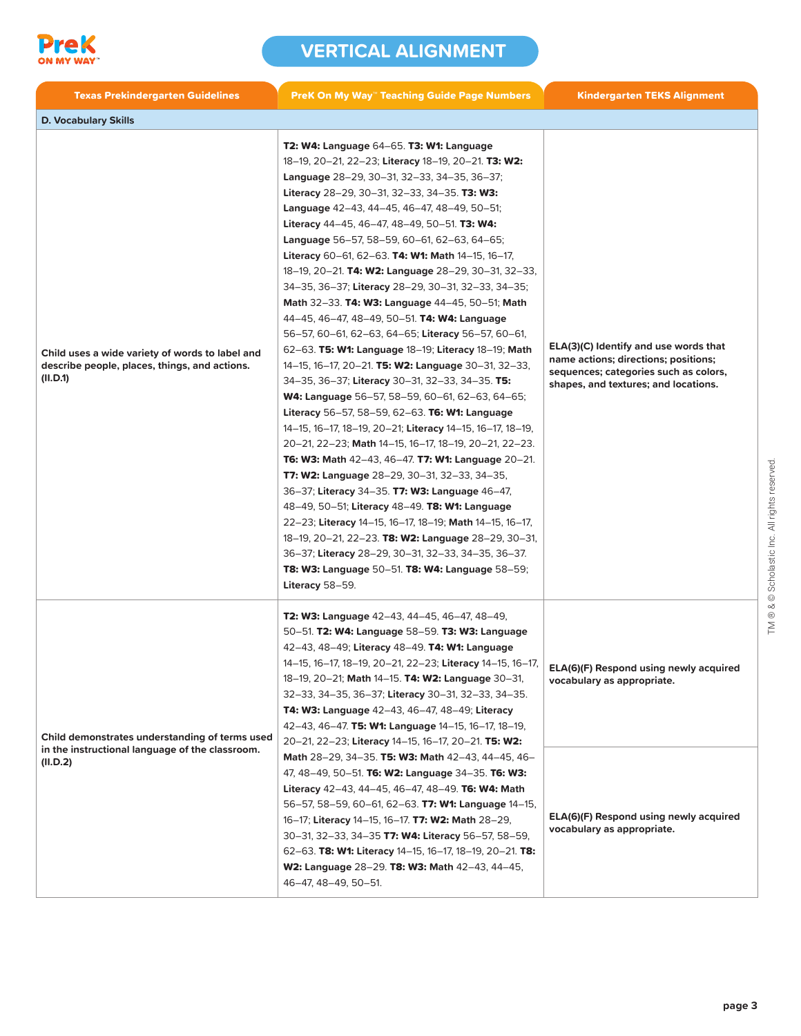# VERTICAL ALIGNMENT

| Texas Prekindergarten Guidelines | PreK On My Way™ Teaching Guide Page Numbers | Kindergarten TEKS Alignment |
|---|---|---|
| **D. Vocabulary Skills** | | |
| **Child uses a wide variety of words to label and describe people, places, things, and actions. (II.D.1)** | **T2: W4: Language** 64–65. **T3: W1: Language** 18–19, 20–21, 22–23; **Literacy** 18–19, 20–21. **T3: W2: Language** 28–29, 30–31, 32–33, 34–35, 36–37; **Literacy** 28–29, 30–31, 32–33, 34–35. **T3: W3: Language** 42–43, 44–45, 46–47, 48–49, 50–51; **Literacy** 44–45, 46–47, 48–49, 50–51. **T3: W4: Language** 56–57, 58–59, 60–61, 62–63, 64–65; **Literacy** 60–61, 62–63. **T4: W1: Math** 14–15, 16–17, 18–19, 20–21. **T4: W2: Language** 28–29, 30–31, 32–33, 34–35, 36–37; **Literacy** 28–29, 30–31, 32–33, 34–35; **Math** 32–33. **T4: W3: Language** 44–45, 50–51; **Math** 44–45, 46–47, 48–49, 50–51. **T4: W4: Language** 56–57, 60–61, 62–63, 64–65; **Literacy** 56–57, 60–61, 62–63. **T5: W1: Language** 18–19; **Literacy** 18–19; **Math** 14–15, 16–17, 20–21. **T5: W2: Language** 30–31, 32–33, 34–35, 36–37; **Literacy** 30–31, 32–33, 34–35. **T5: W4: Language** 56–57, 58–59, 60–61, 62–63, 64–65; **Literacy** 56–57, 58–59, 62–63. **T6: W1: Language** 14–15, 16–17, 18–19, 20–21; **Literacy** 14–15, 16–17, 18–19, 20–21, 22–23; **Math** 14–15, 16–17, 18–19, 20–21, 22–23. **T6: W3: Math** 42–43, 46–47. **T7: W1: Language** 20–21. **T7: W2: Language** 28–29, 30–31, 32–33, 34–35, 36–37; **Literacy** 34–35. **T7: W3: Language** 46–47, 48–49, 50–51; **Literacy** 48–49. **T8: W1: Language** 22–23; **Literacy** 14–15, 16–17, 18–19; **Math** 14–15, 16–17, 18–19, 20–21, 22–23. **T8: W2: Language** 28–29, 30–31, 36–37; **Literacy** 28–29, 30–31, 32–33, 34–35, 36–37. **T8: W3: Language** 50–51. **T8: W4: Language** 58–59; **Literacy** 58–59. | **ELA(3)(C) Identify and use words that name actions; directions; positions; sequences; categories such as colors, shapes, and textures; and locations.** |
| **Child demonstrates understanding of terms used in the instructional language of the classroom. (II.D.2)** | **T2: W3: Language** 42–43, 44–45, 46–47, 48–49, 50–51. **T2: W4: Language** 58–59. **T3: W3: Language** 42–43, 48–49; **Literacy** 48–49. **T4: W1: Language** 14–15, 16–17, 18–19, 20–21, 22–23; **Literacy** 14–15, 16–17, 18–19, 20–21; **Math** 14–15. **T4: W2: Language** 30–31, 32–33, 34–35, 36–37; **Literacy** 30–31, 32–33, 34–35. **T4: W3: Language** 42–43, 46–47, 48–49; **Literacy** 42–43, 46–47. **T5: W1: Language** 14–15, 16–17, 18–19, 20–21, 22–23; **Literacy** 14–15, 16–17, 20–21. **T5: W2: Math** 28–29, 34–35. **T5: W3: Math** 42–43, 44–45, 46–47, 48–49, 50–51. **T6: W2: Language** 34–35. **T6: W3: Literacy** 42–43, 44–45, 46–47, 48–49. **T6: W4: Math** 56–57, 58–59, 60–61, 62–63. **T7: W1: Language** 14–15, 16–17; **Literacy** 14–15, 16–17. **T7: W2: Math** 28–29, 30–31, 32–33, 34–35 **T7: W4: Literacy** 56–57, 58–59, 62–63. **T8: W1: Literacy** 14–15, 16–17, 18–19, 20–21. **T8: W2: Language** 28–29. **T8: W3: Math** 42–43, 44–45, 46–47, 48–49, 50–51. | **ELA(6)(F) Respond using newly acquired vocabulary as appropriate.**<br><br>**ELA(6)(F) Respond using newly acquired vocabulary as appropriate.** |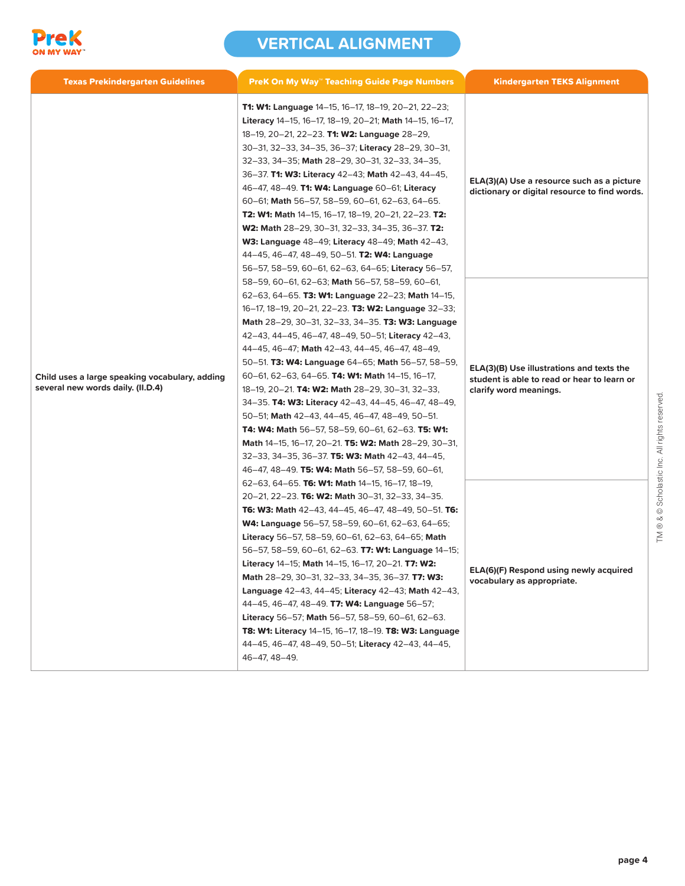# VERTICAL ALIGNMENT

| Texas Prekindergarten Guidelines | PreK On My Way™ Teaching Guide Page Numbers | Kindergarten TEKS Alignment |
|---|---|---|
| **Child uses a large speaking vocabulary, adding several new words daily. (II.D.4)** | **T1: W1: Language** 14–15, 16–17, 18–19, 20–21, 22–23; **Literacy** 14–15, 16–17, 18–19, 20–21; **Math** 14–15, 16–17, 18–19, 20–21, 22–23. **T1: W2: Language** 28–29, 30–31, 32–33, 34–35, 36–37; **Literacy** 28–29, 30–31, 32–33, 34–35; **Math** 28–29, 30–31, 32–33, 34–35, 36–37. **T1: W3: Literacy** 42–43; **Math** 42–43, 44–45, 46–47, 48–49. **T1: W4: Language** 60–61; **Literacy** 60–61; **Math** 56–57, 58–59, 60–61, 62–63, 64–65. **T2: W1: Math** 14–15, 16–17, 18–19, 20–21, 22–23. **T2: W2: Math** 28–29, 30–31, 32–33, 34–35, 36–37. **T2: W3: Language** 48–49; **Literacy** 48–49; **Math** 42–43, 44–45, 46–47, 48–49, 50–51. **T2: W4: Language** 56–57, 58–59, 60–61, 62–63, 64–65; **Literacy** 56–57, 58–59, 60–61, 62–63; **Math** 56–57, 58–59, 60–61, 62–63, 64–65. **T3: W1: Language** 22–23; **Math** 14–15, 16–17, 18–19, 20–21, 22–23. **T3: W2: Language** 32–33; **Math** 28–29, 30–31, 32–33, 34–35. **T3: W3: Language** 42–43, 44–45, 46–47, 48–49, 50–51; **Literacy** 42–43, 44–45, 46–47; **Math** 42–43, 44–45, 46–47, 48–49, 50–51. **T3: W4: Language** 64–65; **Math** 56–57, 58–59, 60–61, 62–63, 64–65. **T4: W1: Math** 14–15, 16–17, 18–19, 20–21. **T4: W2: Math** 28–29, 30–31, 32–33, 34–35. **T4: W3: Literacy** 42–43, 44–45, 46–47, 48–49, 50–51; **Math** 42–43, 44–45, 46–47, 48–49, 50–51. **T4: W4: Math** 56–57, 58–59, 60–61, 62–63. **T5: W1: Math** 14–15, 16–17, 20–21. **T5: W2: Math** 28–29, 30–31, 32–33, 34–35, 36–37. **T5: W3: Math** 42–43, 44–45, 46–47, 48–49. **T5: W4: Math** 56–57, 58–59, 60–61, 62–63, 64–65. **T6: W1: Math** 14–15, 16–17, 18–19, 20–21, 22–23. **T6: W2: Math** 30–31, 32–33, 34–35. **T6: W3: Math** 42–43, 44–45, 46–47, 48–49, 50–51. **T6: W4: Language** 56–57, 58–59, 60–61, 62–63, 64–65; **Literacy** 56–57, 58–59, 60–61, 62–63, 64–65; **Math** 56–57, 58–59, 60–61, 62–63. **T7: W1: Language** 14–15; **Literacy** 14–15; **Math** 14–15, 16–17, 20–21. **T7: W2: Math** 28–29, 30–31, 32–33, 34–35, 36–37. **T7: W3: Language** 42–43, 44–45; **Literacy** 42–43; **Math** 42–43, 44–45, 46–47, 48–49. **T7: W4: Language** 56–57; **Literacy** 56–57; **Math** 56–57, 58–59, 60–61, 62–63. **T8: W1: Literacy** 14–15, 16–17, 18–19. **T8: W3: Language** 44–45, 46–47, 48–49, 50–51; **Literacy** 42–43, 44–45, 46–47, 48–49. | **ELA(3)(A) Use a resource such as a picture dictionary or digital resource to find words.**<br><br>**ELA(3)(B) Use illustrations and texts the student is able to read or hear to learn or clarify word meanings.**<br><br>**ELA(6)(F) Respond using newly acquired vocabulary as appropriate.** |

TM ® & © Scholastic Inc. All rights reserved.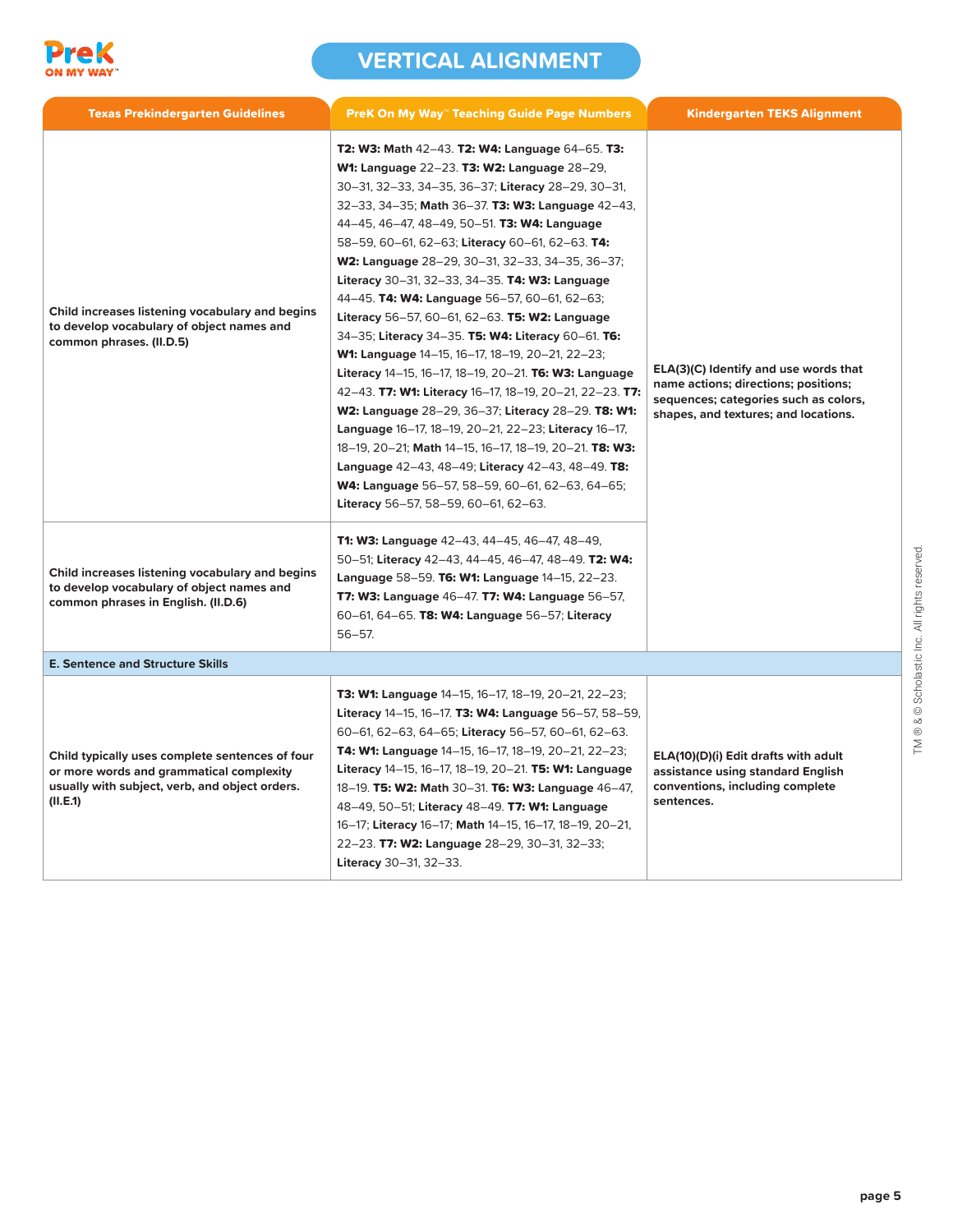# VERTICAL ALIGNMENT

| Texas Prekindergarten Guidelines | PreK On My Way™ Teaching Guide Page Numbers | Kindergarten TEKS Alignment |
|---|---|---|
| **Child increases listening vocabulary and begins to develop vocabulary of object names and common phrases. (II.D.5)** | **T2: W3: Math** 42–43. **T2: W4: Language** 64–65. **T3: W1: Language** 22–23. **T3: W2: Language** 28–29, 30–31, 32–33, 34–35, 36–37; **Literacy** 28–29, 30–31, 32–33, 34–35; **Math** 36–37. **T3: W3: Language** 42–43, 44–45, 46–47, 48–49, 50–51. **T3: W4: Language** 58–59, 60–61, 62–63; **Literacy** 60–61, 62–63. **T4: W2: Language** 28–29, 30–31, 32–33, 34–35, 36–37; **Literacy** 30–31, 32–33, 34–35. **T4: W3: Language** 44–45. **T4: W4: Language** 56–57, 60–61, 62–63; **Literacy** 56–57, 60–61, 62–63. **T5: W2: Language** 34–35; **Literacy** 34–35. **T5: W4: Literacy** 60–61. **T6: W1: Language** 14–15, 16–17, 18–19, 20–21, 22–23; **Literacy** 14–15, 16–17, 18–19, 20–21. **T6: W3: Language** 42–43. **T7: W1: Literacy** 16–17, 18–19, 20–21, 22–23. **T7: W2: Language** 28–29, 36–37; **Literacy** 28–29. **T8: W1: Language** 16–17, 18–19, 20–21, 22–23; **Literacy** 16–17, 18–19, 20–21; **Math** 14–15, 16–17, 18–19, 20–21. **T8: W3: Language** 42–43, 48–49; **Literacy** 42–43, 48–49. **T8: W4: Language** 56–57, 58–59, 60–61, 62–63, 64–65; **Literacy** 56–57, 58–59, 60–61, 62–63. | **ELA(3)(C) Identify and use words that name actions; directions; positions; sequences; categories such as colors, shapes, and textures; and locations.** |
| **Child increases listening vocabulary and begins to develop vocabulary of object names and common phrases in English. (II.D.6)** | **T1: W3: Language** 42–43, 44–45, 46–47, 48–49, 50–51; **Literacy** 42–43, 44–45, 46–47, 48–49. **T2: W4: Language** 58–59. **T6: W1: Language** 14–15, 22–23. **T7: W3: Language** 46–47. **T7: W4: Language** 56–57, 60–61, 64–65. **T8: W4: Language** 56–57; **Literacy** 56–57. | |
| **E. Sentence and Structure Skills** | | |
| **Child typically uses complete sentences of four or more words and grammatical complexity usually with subject, verb, and object orders. (II.E.1)** | **T3: W1: Language** 14–15, 16–17, 18–19, 20–21, 22–23; **Literacy** 14–15, 16–17. **T3: W4: Language** 56–57, 58–59, 60–61, 62–63, 64–65; **Literacy** 56–57, 60–61, 62–63. **T4: W1: Language** 14–15, 16–17, 18–19, 20–21, 22–23; **Literacy** 14–15, 16–17, 18–19, 20–21. **T5: W1: Language** 18–19. **T5: W2: Math** 30–31. **T6: W3: Language** 46–47, 48–49, 50–51; **Literacy** 48–49. **T7: W1: Language** 16–17; **Literacy** 16–17; **Math** 14–15, 16–17, 18–19, 20–21, 22–23. **T7: W2: Language** 28–29, 30–31, 32–33; **Literacy** 30–31, 32–33. | **ELA(10)(D)(i) Edit drafts with adult assistance using standard English conventions, including complete sentences.** |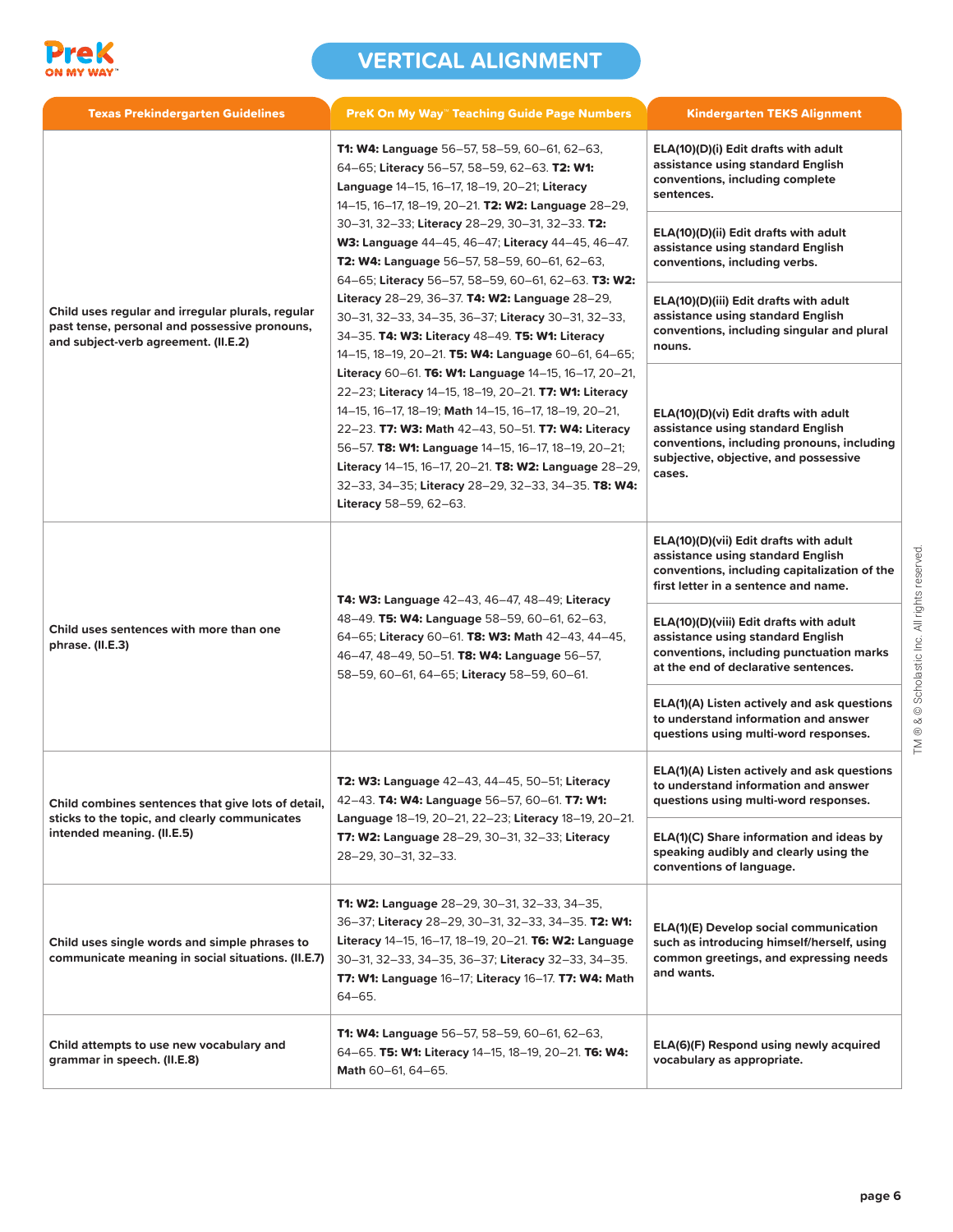# VERTICAL ALIGNMENT

| Texas Prekindergarten Guidelines | PreK On My Way™ Teaching Guide Page Numbers | Kindergarten TEKS Alignment |
|---|---|---|
| Child uses regular and irregular plurals, regular past tense, personal and possessive pronouns, and subject-verb agreement. (II.E.2) | **T1: W4: Language** 56–57, 58–59, 60–61, 62–63, 64–65; **Literacy** 56–57, 58–59, 62–63. **T2: W1: Language** 14–15, 16–17, 18–19, 20–21; **Literacy** 14–15, 16–17, 18–19, 20–21. **T2: W2: Language** 28–29, 30–31, 32–33; **Literacy** 28–29, 30–31, 32–33. **T2: W3: Language** 44–45, 46–47; **Literacy** 44–45, 46–47. **T2: W4: Language** 56–57, 58–59, 60–61, 62–63, 64–65; **Literacy** 56–57, 58–59, 60–61, 62–63. **T3: W2: Literacy** 28–29, 36–37. **T4: W2: Language** 28–29, 30–31, 32–33, 34–35, 36–37; **Literacy** 30–31, 32–33, 34–35. **T4: W3: Literacy** 48–49. **T5: W1: Literacy** 14–15, 18–19, 20–21. **T5: W4: Language** 60–61, 64–65; **Literacy** 60–61. **T6: W1: Language** 14–15, 16–17, 20–21, 22–23; **Literacy** 14–15, 18–19, 20–21. **T7: W1: Literacy** 14–15, 16–17, 18–19; **Math** 14–15, 16–17, 18–19, 20–21, 22–23. **T7: W3: Math** 42–43, 50–51. **T7: W4: Literacy** 56–57. **T8: W1: Language** 14–15, 16–17, 18–19, 20–21; **Literacy** 14–15, 16–17, 20–21. **T8: W2: Language** 28–29, 32–33, 34–35; **Literacy** 28–29, 32–33, 34–35. **T8: W4: Literacy** 58–59, 62–63. | **ELA(10)(D)(i) Edit drafts with adult assistance using standard English conventions, including complete sentences.**<br><br>**ELA(10)(D)(ii) Edit drafts with adult assistance using standard English conventions, including verbs.**<br><br>**ELA(10)(D)(iii) Edit drafts with adult assistance using standard English conventions, including singular and plural nouns.**<br><br>**ELA(10)(D)(vi) Edit drafts with adult assistance using standard English conventions, including pronouns, including subjective, objective, and possessive cases.** |
| Child uses sentences with more than one phrase. (II.E.3) | **T4: W3: Language** 42–43, 46–47, 48–49; **Literacy** 48–49. **T5: W4: Language** 58–59, 60–61, 62–63, 64–65; **Literacy** 60–61. **T8: W3: Math** 42–43, 44–45, 46–47, 48–49, 50–51. **T8: W4: Language** 56–57, 58–59, 60–61, 64–65; **Literacy** 58–59, 60–61. | **ELA(10)(D)(vii) Edit drafts with adult assistance using standard English conventions, including capitalization of the first letter in a sentence and name.**<br><br>**ELA(10)(D)(viii) Edit drafts with adult assistance using standard English conventions, including punctuation marks at the end of declarative sentences.**<br><br>**ELA(1)(A) Listen actively and ask questions to understand information and answer questions using multi-word responses.** |
| Child combines sentences that give lots of detail, sticks to the topic, and clearly communicates intended meaning. (II.E.5) | **T2: W3: Language** 42–43, 44–45, 50–51; **Literacy** 42–43. **T4: W4: Language** 56–57, 60–61. **T7: W1: Language** 18–19, 20–21, 22–23; **Literacy** 18–19, 20–21. **T7: W2: Language** 28–29, 30–31, 32–33; **Literacy** 28–29, 30–31, 32–33. | **ELA(1)(A) Listen actively and ask questions to understand information and answer questions using multi-word responses.**<br><br>**ELA(1)(C) Share information and ideas by speaking audibly and clearly using the conventions of language.** |
| Child uses single words and simple phrases to communicate meaning in social situations. (II.E.7) | **T1: W2: Language** 28–29, 30–31, 32–33, 34–35, 36–37; **Literacy** 28–29, 30–31, 32–33, 34–35. **T2: W1: Literacy** 14–15, 16–17, 18–19, 20–21. **T6: W2: Language** 30–31, 32–33, 34–35, 36–37; **Literacy** 32–33, 34–35. **T7: W1: Language** 16–17; **Literacy** 16–17. **T7: W4: Math** 64–65. | **ELA(1)(E) Develop social communication such as introducing himself/herself, using common greetings, and expressing needs and wants.** |
| Child attempts to use new vocabulary and grammar in speech. (II.E.8) | **T1: W4: Language** 56–57, 58–59, 60–61, 62–63, 64–65. **T5: W1: Literacy** 14–15, 18–19, 20–21. **T6: W4: Math** 60–61, 64–65. | **ELA(6)(F) Respond using newly acquired vocabulary as appropriate.** |

TM ® & © Scholastic Inc. All rights reserved.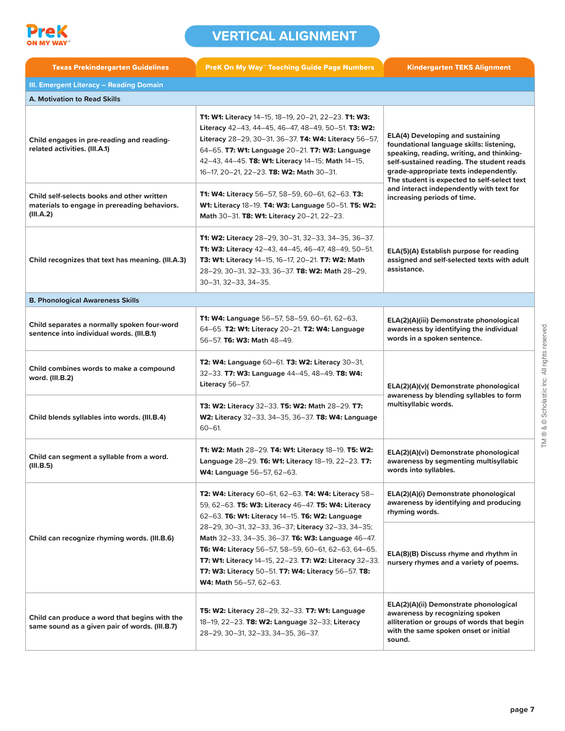# VERTICAL ALIGNMENT

| Texas Prekindergarten Guidelines | PreK On My Way™ Teaching Guide Page Numbers | Kindergarten TEKS Alignment |
|---|---|---|
| **III. Emergent Literacy – Reading Domain** | | |
| **A. Motivation to Read Skills** | | |
| Child engages in pre-reading and reading-related activities. (III.A.1) | **T1: W1: Literacy** 14–15, 18–19, 20–21, 22–23. **T1: W3: Literacy** 42–43, 44–45, 46–47, 48–49, 50–51. **T3: W2: Literacy** 28–29, 30–31, 36–37. **T4: W4: Literacy** 56–57, 64–65. **T7: W1: Language** 20–21. **T7: W3: Language** 42–43, 44–45. **T8: W1: Literacy** 14–15; **Math** 14–15, 16–17, 20–21, 22–23. **T8: W2: Math** 30–31. | ELA(4) Developing and sustaining foundational language skills: listening, speaking, reading, writing, and thinking-self-sustained reading. The student reads grade-appropriate texts independently. The student is expected to self-select text and interact independently with text for increasing periods of time. |
| Child self-selects books and other written materials to engage in prereading behaviors. (III.A.2) | **T1: W4: Literacy** 56–57, 58–59, 60–61, 62–63. **T3: W1: Literacy** 18–19. **T4: W3: Language** 50–51. **T5: W2: Math** 30–31. **T8: W1: Literacy** 20–21, 22–23. | |
| Child recognizes that text has meaning. (III.A.3) | **T1: W2: Literacy** 28–29, 30–31, 32–33, 34–35, 36–37. **T1: W3: Literacy** 42–43, 44–45, 46–47, 48–49, 50–51. **T3: W1: Literacy** 14–15, 16–17, 20–21. **T7: W2: Math** 28–29, 30–31, 32–33, 36–37. **T8: W2: Math** 28–29, 30–31, 32–33, 34–35. | ELA(5)(A) Establish purpose for reading assigned and self-selected texts with adult assistance. |
| **B. Phonological Awareness Skills** | | |
| Child separates a normally spoken four-word sentence into individual words. (III.B.1) | **T1: W4: Language** 56–57, 58–59, 60–61, 62–63, 64–65. **T2: W1: Literacy** 20–21. **T2: W4: Language** 56–57. **T6: W3: Math** 48–49. | ELA(2)(A)(iii) Demonstrate phonological awareness by identifying the individual words in a spoken sentence. |
| Child combines words to make a compound word. (III.B.2) | **T2: W4: Language** 60–61. **T3: W2: Literacy** 30–31, 32–33. **T7: W3: Language** 44–45, 48–49. **T8: W4: Literacy** 56–57. | ELA(2)(A)(v)( Demonstrate phonological awareness by blending syllables to form multisyllabic words. |
| Child blends syllables into words. (III.B.4) | **T3: W2: Literacy** 32–33. **T5: W2: Math** 28–29. **T7: W2: Literacy** 32–33, 34–35, 36–37. **T8: W4: Language** 60–61. | |
| Child can segment a syllable from a word. (III.B.5) | **T1: W2: Math** 28–29. **T4: W1: Literacy** 18–19. **T5: W2: Language** 28–29. **T6: W1: Literacy** 18–19, 22–23. **T7: W4: Language** 56–57, 62–63. | ELA(2)(A)(vi) Demonstrate phonological awareness by segmenting multisyllabic words into syllables. |
| Child can recognize rhyming words. (III.B.6) | **T2: W4: Literacy** 60–61, 62–63. **T4: W4: Literacy** 58–59, 62–63. **T5: W3: Literacy** 46–47. **T5: W4: Literacy** 62–63. **T6: W1: Literacy** 14–15. **T6: W2: Language** 28–29, 30–31, 32–33, 36–37; **Literacy** 32–33, 34–35; **Math** 32–33, 34–35, 36–37. **T6: W3: Language** 46–47. **T6: W4: Literacy** 56–57, 58–59, 60–61, 62–63, 64–65. **T7: W1: Literacy** 14–15, 22–23. **T7: W2: Literacy** 32–33. **T7: W3: Literacy** 50–51. **T7: W4: Literacy** 56–57. **T8: W4: Math** 56–57, 62–63. | ELA(2)(A)(i) Demonstrate phonological awareness by identifying and producing rhyming words.<br><br>ELA(8)(B) Discuss rhyme and rhythm in nursery rhymes and a variety of poems. |
| Child can produce a word that begins with the same sound as a given pair of words. (III.B.7) | **T5: W2: Literacy** 28–29, 32–33. **T7: W1: Language** 18–19, 22–23. **T8: W2: Language** 32–33; **Literacy** 28–29, 30–31, 32–33, 34–35, 36–37. | ELA(2)(A)(ii) Demonstrate phonological awareness by recognizing spoken alliteration or groups of words that begin with the same spoken onset or initial sound. |

TM ® & © Scholastic Inc. All rights reserved.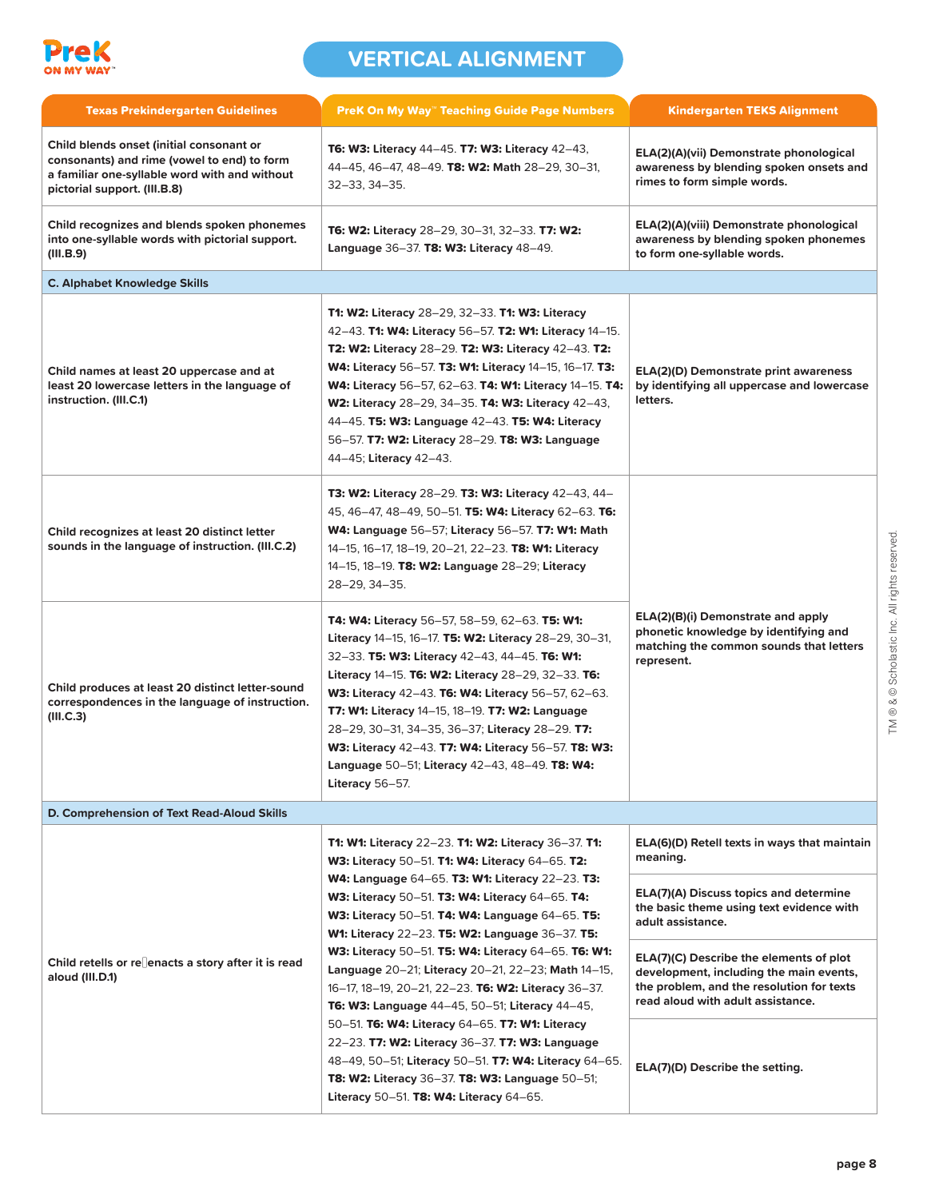# VERTICAL ALIGNMENT

| Texas Prekindergarten Guidelines | PreK On My Way™ Teaching Guide Page Numbers | Kindergarten TEKS Alignment |
|---|---|---|
| Child blends onset (initial consonant or consonants) and rime (vowel to end) to form a familiar one-syllable word with and without pictorial support. (III.B.8) | **T6: W3:** Literacy 44–45. **T7: W3:** Literacy 42–43, 44–45, 46–47, 48–49. **T8: W2:** Math 28–29, 30–31, 32–33, 34–35. | **ELA(2)(A)(vii) Demonstrate phonological awareness by blending spoken onsets and rimes to form simple words.** |
| Child recognizes and blends spoken phonemes into one-syllable words with pictorial support. (III.B.9) | **T6: W2:** Literacy 28–29, 30–31, 32–33. **T7: W2:** Language 36–37. **T8: W3:** Literacy 48–49. | **ELA(2)(A)(viii) Demonstrate phonological awareness by blending spoken phonemes to form one-syllable words.** |
| **C. Alphabet Knowledge Skills** | | |
| Child names at least 20 uppercase and at least 20 lowercase letters in the language of instruction. (III.C.1) | **T1: W2:** Literacy 28–29, 32–33. **T1: W3:** Literacy 42–43. **T1: W4:** Literacy 56–57. **T2: W1:** Literacy 14–15. **T2: W2:** Literacy 28–29. **T2: W3:** Literacy 42–43. **T2: W4:** Literacy 56–57. **T3: W1:** Literacy 14–15, 16–17. **T3: W4:** Literacy 56–57, 62–63. **T4: W1:** Literacy 14–15. **T4: W2:** Literacy 28–29, 34–35. **T4: W3:** Literacy 42–43, 44–45. **T5: W3:** Language 42–43. **T5: W4:** Literacy 56–57. **T7: W2:** Literacy 28–29. **T8: W3:** Language 44–45; Literacy 42–43. | **ELA(2)(D) Demonstrate print awareness by identifying all uppercase and lowercase letters.** |
| Child recognizes at least 20 distinct letter sounds in the language of instruction. (III.C.2) | **T3: W2:** Literacy 28–29. **T3: W3:** Literacy 42–43, 44–45, 46–47, 48–49, 50–51. **T5: W4:** Literacy 62–63. **T6: W4:** Language 56–57; Literacy 56–57. **T7: W1:** Math 14–15, 16–17, 18–19, 20–21, 22–23. **T8: W1:** Literacy 14–15, 18–19. **T8: W2:** Language 28–29; Literacy 28–29, 34–35. | **ELA(2)(B)(i) Demonstrate and apply phonetic knowledge by identifying and matching the common sounds that letters represent.** |
| Child produces at least 20 distinct letter-sound correspondences in the language of instruction. (III.C.3) | **T4: W4:** Literacy 56–57, 58–59, 62–63. **T5: W1:** Literacy 14–15, 16–17. **T5: W2:** Literacy 28–29, 30–31, 32–33. **T5: W3:** Literacy 42–43, 44–45. **T6: W1:** Literacy 14–15. **T6: W2:** Literacy 28–29, 32–33. **T6: W3:** Literacy 42–43. **T6: W4:** Literacy 56–57, 62–63. **T7: W1:** Literacy 14–15, 18–19. **T7: W2:** Language 28–29, 30–31, 34–35, 36–37; Literacy 28–29. **T7: W3:** Literacy 42–43. **T7: W4:** Literacy 56–57. **T8: W3:** Language 50–51; Literacy 42–43, 48–49. **T8: W4:** Literacy 56–57. | |
| **D. Comprehension of Text Read-Aloud Skills** | | |
| Child retells or re-enacts a story after it is read aloud (III.D.1) | **T1: W1:** Literacy 22–23. **T1: W2:** Literacy 36–37. **T1: W3:** Literacy 50–51. **T1: W4:** Literacy 64–65. **T2: W4:** Language 64–65. **T3: W1:** Literacy 22–23. **T3: W3:** Literacy 50–51. **T3: W4:** Literacy 64–65. **T4: W3:** Literacy 50–51. **T4: W4:** Language 64–65. **T5: W1:** Literacy 22–23. **T5: W2:** Language 36–37. **T5: W3:** Literacy 50–51. **T5: W4:** Literacy 64–65. **T6: W1:** Language 20–21; Literacy 20–21, 22–23; Math 14–15, 16–17, 18–19, 20–21, 22–23. **T6: W2:** Literacy 36–37. **T6: W3:** Language 44–45, 50–51; Literacy 44–45, 50–51. **T6: W4:** Literacy 64–65. **T7: W1:** Literacy 22–23. **T7: W2:** Literacy 36–37. **T7: W3:** Language 48–49, 50–51; Literacy 50–51. **T7: W4:** Literacy 64–65. **T8: W2:** Literacy 36–37. **T8: W3:** Language 50–51; Literacy 50–51. **T8: W4:** Literacy 64–65. | **ELA(6)(D) Retell texts in ways that maintain meaning.**<br><br>**ELA(7)(A) Discuss topics and determine the basic theme using text evidence with adult assistance.**<br><br>**ELA(7)(C) Describe the elements of plot development, including the main events, the problem, and the resolution for texts read aloud with adult assistance.**<br><br>**ELA(7)(D) Describe the setting.** |

TM ® & © Scholastic Inc. All rights reserved.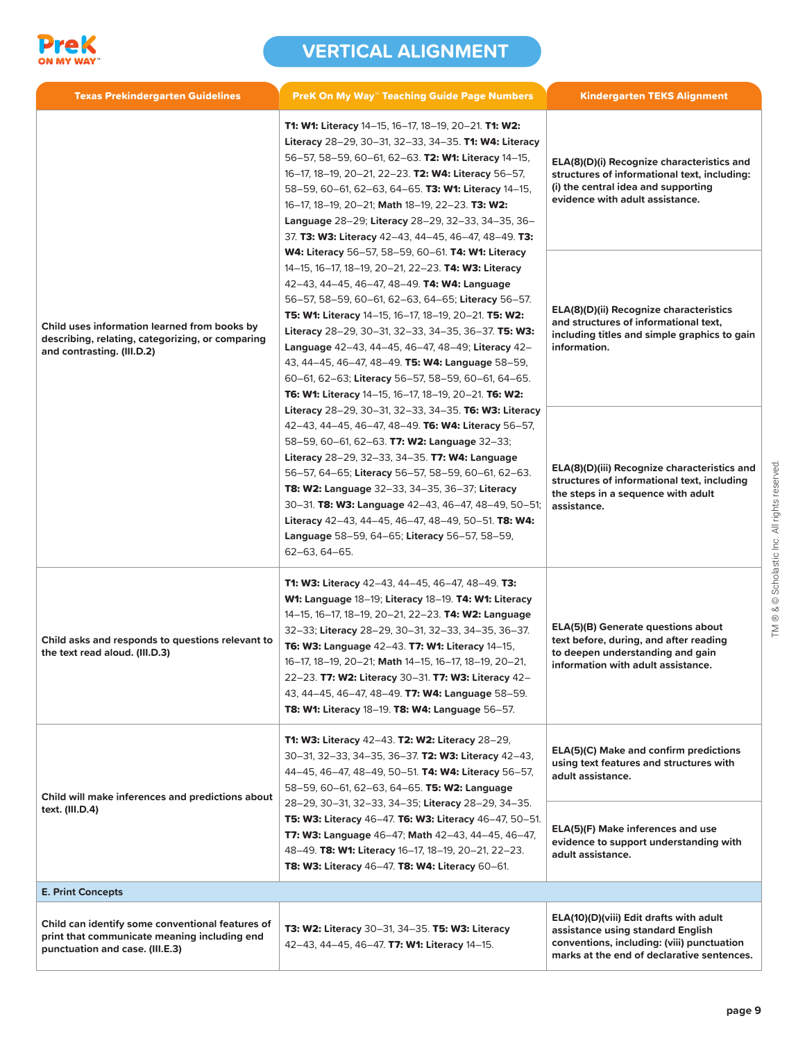# VERTICAL ALIGNMENT

| Texas Prekindergarten Guidelines | PreK On My Way™ Teaching Guide Page Numbers | Kindergarten TEKS Alignment |
|---|---|---|
| Child uses information learned from books by describing, relating, categorizing, or comparing and contrasting. (III.D.2) | **T1: W1: Literacy** 14–15, 16–17, 18–19, 20–21. **T1: W2: Literacy** 28–29, 30–31, 32–33, 34–35. **T1: W4: Literacy** 56–57, 58–59, 60–61, 62–63. **T2: W1: Literacy** 14–15, 16–17, 18–19, 20–21, 22–23. **T2: W4: Literacy** 56–57, 58–59, 60–61, 62–63, 64–65. **T3: W1: Literacy** 14–15, 16–17, 18–19, 20–21; **Math** 18–19, 22–23. **T3: W2: Language** 28–29; **Literacy** 28–29, 32–33, 34–35, 36–37. **T3: W3: Literacy** 42–43, 44–45, 46–47, 48–49. **T3: W4: Literacy** 56–57, 58–59, 60–61. **T4: W1: Literacy** 14–15, 16–17, 18–19, 20–21, 22–23. **T4: W3: Literacy** 42–43, 44–45, 46–47, 48–49. **T4: W4: Language** 56–57, 58–59, 60–61, 62–63, 64–65; **Literacy** 56–57. **T5: W1: Literacy** 14–15, 16–17, 18–19, 20–21. **T5: W2: Literacy** 28–29, 30–31, 32–33, 34–35, 36–37. **T5: W3: Language** 42–43, 44–45, 46–47, 48–49; **Literacy** 42–43, 44–45, 46–47, 48–49. **T5: W4: Language** 58–59, 60–61, 62–63; **Literacy** 56–57, 58–59, 60–61, 64–65. **T6: W1: Literacy** 14–15, 16–17, 18–19, 20–21. **T6: W2: Literacy** 28–29, 30–31, 32–33, 34–35. **T6: W3: Literacy** 42–43, 44–45, 46–47, 48–49. **T6: W4: Literacy** 56–57, 58–59, 60–61, 62–63. **T7: W2: Language** 32–33; **Literacy** 28–29, 32–33, 34–35. **T7: W4: Language** 56–57, 64–65; **Literacy** 56–57, 58–59, 60–61, 62–63. **T8: W2: Language** 32–33, 34–35, 36–37; **Literacy** 30–31. **T8: W3: Language** 42–43, 46–47, 48–49, 50–51; **Literacy** 42–43, 44–45, 46–47, 48–49, 50–51. **T8: W4: Language** 58–59, 64–65; **Literacy** 56–57, 58–59, 62–63, 64–65. | **ELA(8)(D)(i) Recognize characteristics and structures of informational text, including: (i) the central idea and supporting evidence with adult assistance.**<br><br>**ELA(8)(D)(ii) Recognize characteristics and structures of informational text, including titles and simple graphics to gain information.**<br><br>**ELA(8)(D)(iii) Recognize characteristics and structures of informational text, including the steps in a sequence with adult assistance.** |
| Child asks and responds to questions relevant to the text read aloud. (III.D.3) | **T1: W3: Literacy** 42–43, 44–45, 46–47, 48–49. **T3: W1: Language** 18–19; **Literacy** 18–19. **T4: W1: Literacy** 14–15, 16–17, 18–19, 20–21, 22–23. **T4: W2: Language** 32–33; **Literacy** 28–29, 30–31, 32–33, 34–35, 36–37. **T6: W3: Language** 42–43. **T7: W1: Literacy** 14–15, 16–17, 18–19, 20–21; **Math** 14–15, 16–17, 18–19, 20–21, 22–23. **T7: W2: Literacy** 30–31. **T7: W3: Literacy** 42–43, 44–45, 46–47, 48–49. **T7: W4: Language** 58–59. **T8: W1: Literacy** 18–19. **T8: W4: Language** 56–57. | **ELA(5)(B) Generate questions about text before, during, and after reading to deepen understanding and gain information with adult assistance.** |
| Child will make inferences and predictions about text. (III.D.4) | **T1: W3: Literacy** 42–43. **T2: W2: Literacy** 28–29, 30–31, 32–33, 34–35, 36–37. **T2: W3: Literacy** 42–43, 44–45, 46–47, 48–49, 50–51. **T4: W4: Literacy** 56–57, 58–59, 60–61, 62–63, 64–65. **T5: W2: Language** 28–29, 30–31, 32–33, 34–35; **Literacy** 28–29, 34–35. **T5: W3: Literacy** 46–47. **T6: W3: Literacy** 46–47, 50–51. **T7: W3: Language** 46–47; **Math** 42–43, 44–45, 46–47, 48–49. **T8: W1: Literacy** 16–17, 18–19, 20–21, 22–23. **T8: W3: Literacy** 46–47. **T8: W4: Literacy** 60–61. | **ELA(5)(C) Make and confirm predictions using text features and structures with adult assistance.**<br><br>**ELA(5)(F) Make inferences and use evidence to support understanding with adult assistance.** |
| **E. Print Concepts** | | |
| Child can identify some conventional features of print that communicate meaning including end punctuation and case. (III.E.3) | **T3: W2: Literacy** 30–31, 34–35. **T5: W3: Literacy** 42–43, 44–45, 46–47. **T7: W1: Literacy** 14–15. | **ELA(10)(D)(viii) Edit drafts with adult assistance using standard English conventions, including: (viii) punctuation marks at the end of declarative sentences.** |

TM ® & © Scholastic Inc. All rights reserved.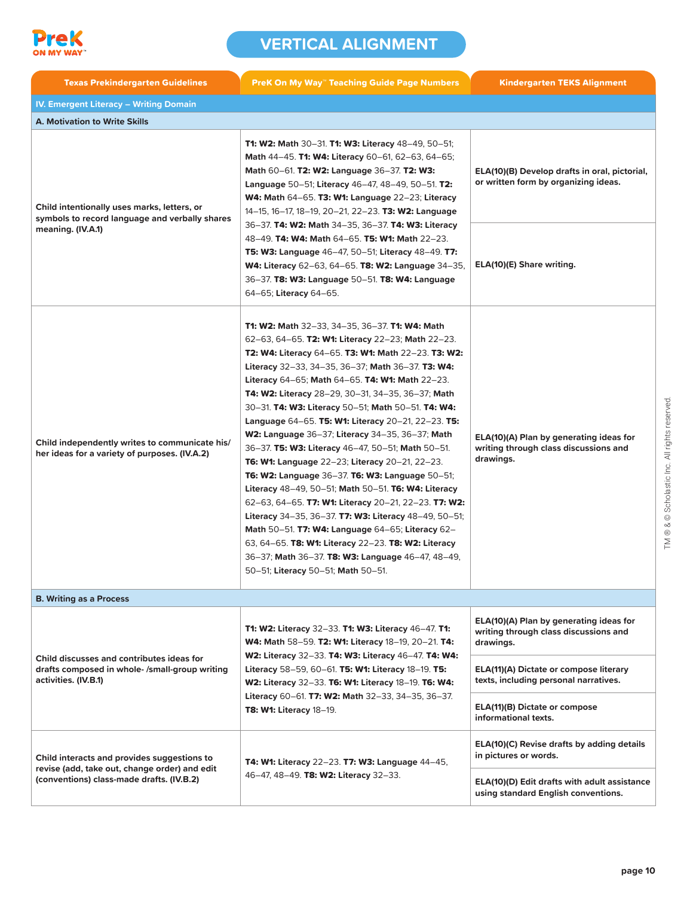PreK ON MY WAY™

# VERTICAL ALIGNMENT

| Texas Prekindergarten Guidelines | PreK On My Way™ Teaching Guide Page Numbers | Kindergarten TEKS Alignment |
|---|---|---|
| **IV. Emergent Literacy – Writing Domain** | | |
| **A. Motivation to Write Skills** | | |
| **Child intentionally uses marks, letters, or symbols to record language and verbally shares meaning. (IV.A.1)** | **T1: W2: Math** 30–31. **T1: W3: Literacy** 48–49, 50–51; **Math** 44–45. **T1: W4: Literacy** 60–61, 62–63, 64–65; **Math** 60–61. **T2: W2: Language** 36–37. **T2: W3: Language** 50–51; **Literacy** 46–47, 48–49, 50–51. **T2: W4: Math** 64–65. **T3: W1: Language** 22–23; **Literacy** 14–15, 16–17, 18–19, 20–21, 22–23. **T3: W2: Language** 36–37. **T4: W2: Math** 34–35, 36–37. **T4: W3: Literacy** 48–49. **T4: W4: Math** 64–65. **T5: W1: Math** 22–23. **T5: W3: Language** 46–47, 50–51; **Literacy** 48–49. **T7: W4: Literacy** 62–63, 64–65. **T8: W2: Language** 34–35, 36–37. **T8: W3: Language** 50–51. **T8: W4: Language** 64–65; **Literacy** 64–65. | **ELA(10)(B) Develop drafts in oral, pictorial, or written form by organizing ideas.**<br>**ELA(10)(E) Share writing.** |
| **Child independently writes to communicate his/her ideas for a variety of purposes. (IV.A.2)** | **T1: W2: Math** 32–33, 34–35, 36–37. **T1: W4: Math** 62–63, 64–65. **T2: W1: Literacy** 22–23; **Math** 22–23. **T2: W4: Literacy** 64–65. **T3: W1: Math** 22–23. **T3: W2: Literacy** 32–33, 34–35, 36–37; **Math** 36–37. **T3: W4: Literacy** 64–65; **Math** 64–65. **T4: W1: Math** 22–23. **T4: W2: Literacy** 28–29, 30–31, 34–35, 36–37; **Math** 30–31. **T4: W3: Literacy** 50–51; **Math** 50–51. **T4: W4: Language** 64–65. **T5: W1: Literacy** 20–21, 22–23. **T5: W2: Language** 36–37; **Literacy** 34–35, 36–37; **Math** 36–37. **T5: W3: Literacy** 46–47, 50–51; **Math** 50–51. **T6: W1: Language** 22–23; **Literacy** 20–21, 22–23. **T6: W2: Language** 36–37. **T6: W3: Language** 50–51; **Literacy** 48–49, 50–51; **Math** 50–51. **T6: W4: Literacy** 62–63, 64–65. **T7: W1: Literacy** 20–21, 22–23. **T7: W2: Literacy** 34–35, 36–37. **T7: W3: Literacy** 48–49, 50–51; **Math** 50–51. **T7: W4: Language** 64–65; **Literacy** 62–63, 64–65. **T8: W1: Literacy** 22–23. **T8: W2: Literacy** 36–37; **Math** 36–37. **T8: W3: Language** 46–47, 48–49, 50–51; **Literacy** 50–51; **Math** 50–51. | **ELA(10)(A) Plan by generating ideas for writing through class discussions and drawings.** |
| **B. Writing as a Process** | | |
| **Child discusses and contributes ideas for drafts composed in whole- /small-group writing activities. (IV.B.1)** | **T1: W2: Literacy** 32–33. **T1: W3: Literacy** 46–47. **T1: W4: Math** 58–59. **T2: W1: Literacy** 18–19, 20–21. **T4: W2: Literacy** 32–33. **T4: W3: Literacy** 46–47. **T4: W4: Literacy** 58–59, 60–61. **T5: W1: Literacy** 18–19. **T5: W2: Literacy** 32–33. **T6: W1: Literacy** 18–19. **T6: W4: Literacy** 60–61. **T7: W2: Math** 32–33, 34–35, 36–37. **T8: W1: Literacy** 18–19. | **ELA(10)(A) Plan by generating ideas for writing through class discussions and drawings.**<br>**ELA(11)(A) Dictate or compose literary texts, including personal narratives.**<br>**ELA(11)(B) Dictate or compose informational texts.** |
| **Child interacts and provides suggestions to revise (add, take out, change order) and edit (conventions) class-made drafts. (IV.B.2)** | **T4: W1: Literacy** 22–23. **T7: W3: Language** 44–45, 46–47, 48–49. **T8: W2: Literacy** 32–33. | **ELA(10)(C) Revise drafts by adding details in pictures or words.**<br>**ELA(10)(D) Edit drafts with adult assistance using standard English conventions.** |

TM ® & © Scholastic Inc. All rights reserved.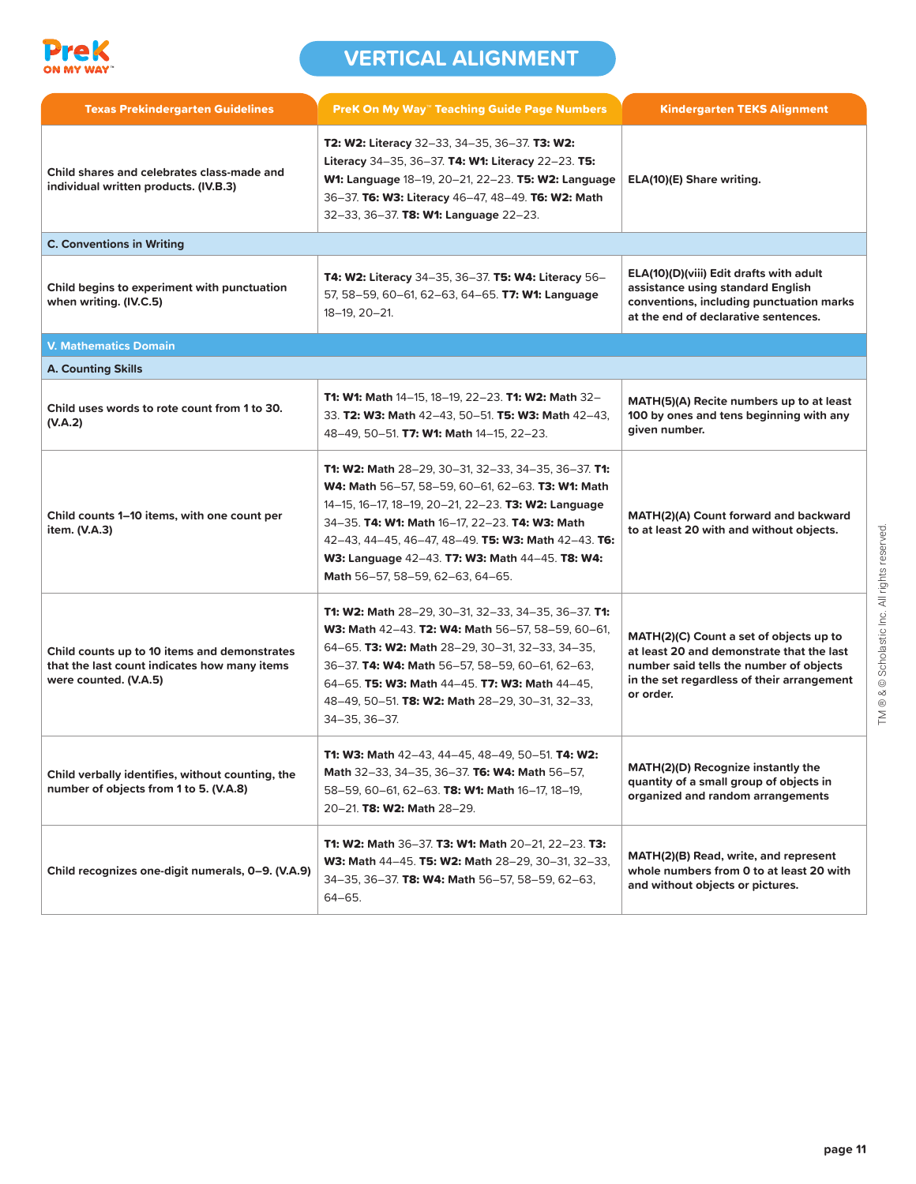# VERTICAL ALIGNMENT

| Texas Prekindergarten Guidelines | PreK On My Way™ Teaching Guide Page Numbers | Kindergarten TEKS Alignment |
|---|---|---|
| Child shares and celebrates class-made and individual written products. (IV.B.3) | **T2: W2:** Literacy 32–33, 34–35, 36–37. **T3: W2:** Literacy 34–35, 36–37. **T4: W1:** Literacy 22–23. **T5: W1:** Language 18–19, 20–21, 22–23. **T5: W2:** Language 36–37. **T6: W3:** Literacy 46–47, 48–49. **T6: W2:** Math 32–33, 36–37. **T8: W1:** Language 22–23. | ELA(10)(E) Share writing. |
| **C. Conventions in Writing** | | |
| Child begins to experiment with punctuation when writing. (IV.C.5) | **T4: W2:** Literacy 34–35, 36–37. **T5: W4:** Literacy 56–57, 58–59, 60–61, 62–63, 64–65. **T7: W1:** Language 18–19, 20–21. | ELA(10)(D)(viii) Edit drafts with adult assistance using standard English conventions, including punctuation marks at the end of declarative sentences. |
| **V. Mathematics Domain** | | |
| **A. Counting Skills** | | |
| Child uses words to rote count from 1 to 30. (V.A.2) | **T1: W1:** Math 14–15, 18–19, 22–23. **T1: W2:** Math 32–33. **T2: W3:** Math 42–43, 50–51. **T5: W3:** Math 42–43, 48–49, 50–51. **T7: W1:** Math 14–15, 22–23. | MATH(5)(A) Recite numbers up to at least 100 by ones and tens beginning with any given number. |
| Child counts 1–10 items, with one count per item. (V.A.3) | **T1: W2:** Math 28–29, 30–31, 32–33, 34–35, 36–37. **T1: W4:** Math 56–57, 58–59, 60–61, 62–63. **T3: W1:** Math 14–15, 16–17, 18–19, 20–21, 22–23. **T3: W2:** Language 34–35. **T4: W1:** Math 16–17, 22–23. **T4: W3:** Math 42–43, 44–45, 46–47, 48–49. **T5: W3:** Math 42–43. **T6: W3:** Language 42–43. **T7: W3:** Math 44–45. **T8: W4:** Math 56–57, 58–59, 62–63, 64–65. | MATH(2)(A) Count forward and backward to at least 20 with and without objects. |
| Child counts up to 10 items and demonstrates that the last count indicates how many items were counted. (V.A.5) | **T1: W2:** Math 28–29, 30–31, 32–33, 34–35, 36–37. **T1: W3:** Math 42–43. **T2: W4:** Math 56–57, 58–59, 60–61, 64–65. **T3: W2:** Math 28–29, 30–31, 32–33, 34–35, 36–37. **T4: W4:** Math 56–57, 58–59, 60–61, 62–63, 64–65. **T5: W3:** Math 44–45. **T7: W3:** Math 44–45, 48–49, 50–51. **T8: W2:** Math 28–29, 30–31, 32–33, 34–35, 36–37. | MATH(2)(C) Count a set of objects up to at least 20 and demonstrate that the last number said tells the number of objects in the set regardless of their arrangement or order. |
| Child verbally identifies, without counting, the number of objects from 1 to 5. (V.A.8) | **T1: W3:** Math 42–43, 44–45, 48–49, 50–51. **T4: W2:** Math 32–33, 34–35, 36–37. **T6: W4:** Math 56–57, 58–59, 60–61, 62–63. **T8: W1:** Math 16–17, 18–19, 20–21. **T8: W2:** Math 28–29. | MATH(2)(D) Recognize instantly the quantity of a small group of objects in organized and random arrangements |
| Child recognizes one-digit numerals, 0–9. (V.A.9) | **T1: W2:** Math 36–37. **T3: W1:** Math 20–21, 22–23. **T3: W3:** Math 44–45. **T5: W2:** Math 28–29, 30–31, 32–33, 34–35, 36–37. **T8: W4:** Math 56–57, 58–59, 62–63, 64–65. | MATH(2)(B) Read, write, and represent whole numbers from 0 to at least 20 with and without objects or pictures. |

TM ® & © Scholastic Inc. All rights reserved.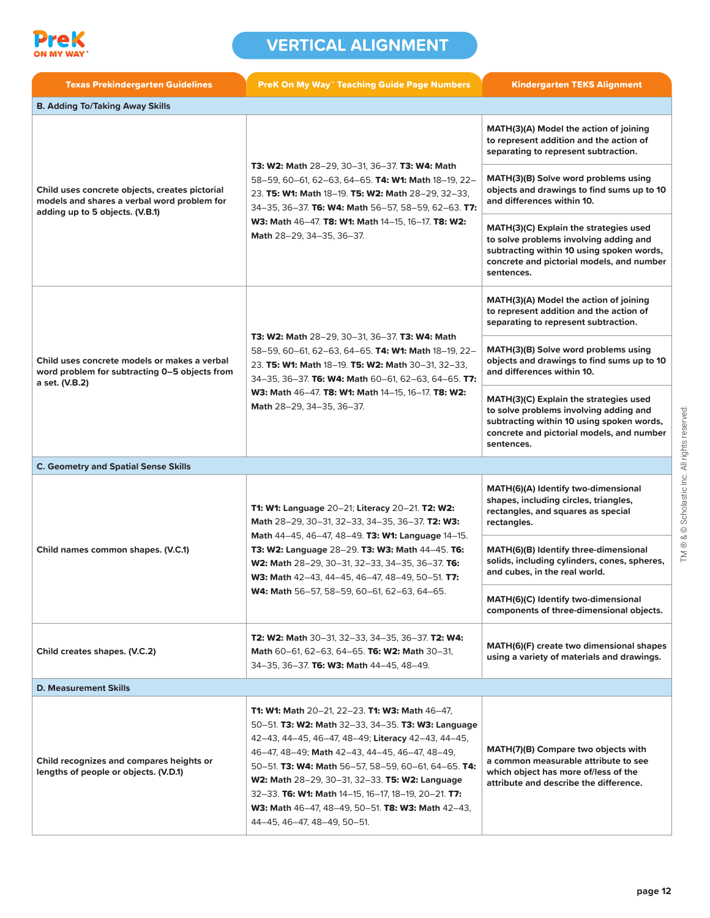# VERTICAL ALIGNMENT

| Texas Prekindergarten Guidelines | PreK On My Way™ Teaching Guide Page Numbers | Kindergarten TEKS Alignment |
|---|---|---|
| **B. Adding To/Taking Away Skills** | | |
| **Child uses concrete objects, creates pictorial models and shares a verbal word problem for adding up to 5 objects. (V.B.1)** | **T3: W2: Math** 28–29, 30–31, 36–37. **T3: W4: Math** 58–59, 60–61, 62–63, 64–65. **T4: W1: Math** 18–19, 22–23. **T5: W1: Math** 18–19. **T5: W2: Math** 28–29, 32–33, 34–35, 36–37. **T6: W4: Math** 56–57, 58–59, 62–63. **T7: W3: Math** 46–47. **T8: W1: Math** 14–15, 16–17. **T8: W2: Math** 28–29, 34–35, 36–37. | **MATH(3)(A) Model the action of joining to represent addition and the action of separating to represent subtraction.**<br>**MATH(3)(B) Solve word problems using objects and drawings to find sums up to 10 and differences within 10.**<br>**MATH(3)(C) Explain the strategies used to solve problems involving adding and subtracting within 10 using spoken words, concrete and pictorial models, and number sentences.** |
| **Child uses concrete models or makes a verbal word problem for subtracting 0–5 objects from a set. (V.B.2)** | **T3: W2: Math** 28–29, 30–31, 36–37. **T3: W4: Math** 58–59, 60–61, 62–63, 64–65. **T4: W1: Math** 18–19, 22–23. **T5: W1: Math** 18–19. **T5: W2: Math** 30–31, 32–33, 34–35, 36–37. **T6: W4: Math** 60–61, 62–63, 64–65. **T7: W3: Math** 46–47. **T8: W1: Math** 14–15, 16–17. **T8: W2: Math** 28–29, 34–35, 36–37. | **MATH(3)(A) Model the action of joining to represent addition and the action of separating to represent subtraction.**<br>**MATH(3)(B) Solve word problems using objects and drawings to find sums up to 10 and differences within 10.**<br>**MATH(3)(C) Explain the strategies used to solve problems involving adding and subtracting within 10 using spoken words, concrete and pictorial models, and number sentences.** |
| **C. Geometry and Spatial Sense Skills** | | |
| **Child names common shapes. (V.C.1)** | **T1: W1: Language** 20–21; **Literacy** 20–21. **T2: W2: Math** 28–29, 30–31, 32–33, 34–35, 36–37. **T2: W3: Math** 44–45, 46–47, 48–49. **T3: W1: Language** 14–15. **T3: W2: Language** 28–29. **T3: W3: Math** 44–45. **T6: W2: Math** 28–29, 30–31, 32–33, 34–35, 36–37. **T6: W3: Math** 42–43, 44–45, 46–47, 48–49, 50–51. **T7: W4: Math** 56–57, 58–59, 60–61, 62–63, 64–65. | **MATH(6)(A) Identify two-dimensional shapes, including circles, triangles, rectangles, and squares as special rectangles.**<br>**MATH(6)(B) Identify three-dimensional solids, including cylinders, cones, spheres, and cubes, in the real world.**<br>**MATH(6)(C) Identify two-dimensional components of three-dimensional objects.** |
| **Child creates shapes. (V.C.2)** | **T2: W2: Math** 30–31, 32–33, 34–35, 36–37. **T2: W4: Math** 60–61, 62–63, 64–65. **T6: W2: Math** 30–31, 34–35, 36–37. **T6: W3: Math** 44–45, 48–49. | **MATH(6)(F) create two dimensional shapes using a variety of materials and drawings.** |
| **D. Measurement Skills** | | |
| **Child recognizes and compares heights or lengths of people or objects. (V.D.1)** | **T1: W1: Math** 20–21, 22–23. **T1: W3: Math** 46–47, 50–51. **T3: W2: Math** 32–33, 34–35. **T3: W3: Language** 42–43, 44–45, 46–47, 48–49; **Literacy** 42–43, 44–45, 46–47, 48–49; **Math** 42–43, 44–45, 46–47, 48–49, 50–51. **T3: W4: Math** 56–57, 58–59, 60–61, 64–65. **T4: W2: Math** 28–29, 30–31, 32–33. **T5: W2: Language** 32–33. **T6: W1: Math** 14–15, 16–17, 18–19, 20–21. **T7: W3: Math** 46–47, 48–49, 50–51. **T8: W3: Math** 42–43, 44–45, 46–47, 48–49, 50–51. | **MATH(7)(B) Compare two objects with a common measurable attribute to see which object has more of/less of the attribute and describe the difference.** |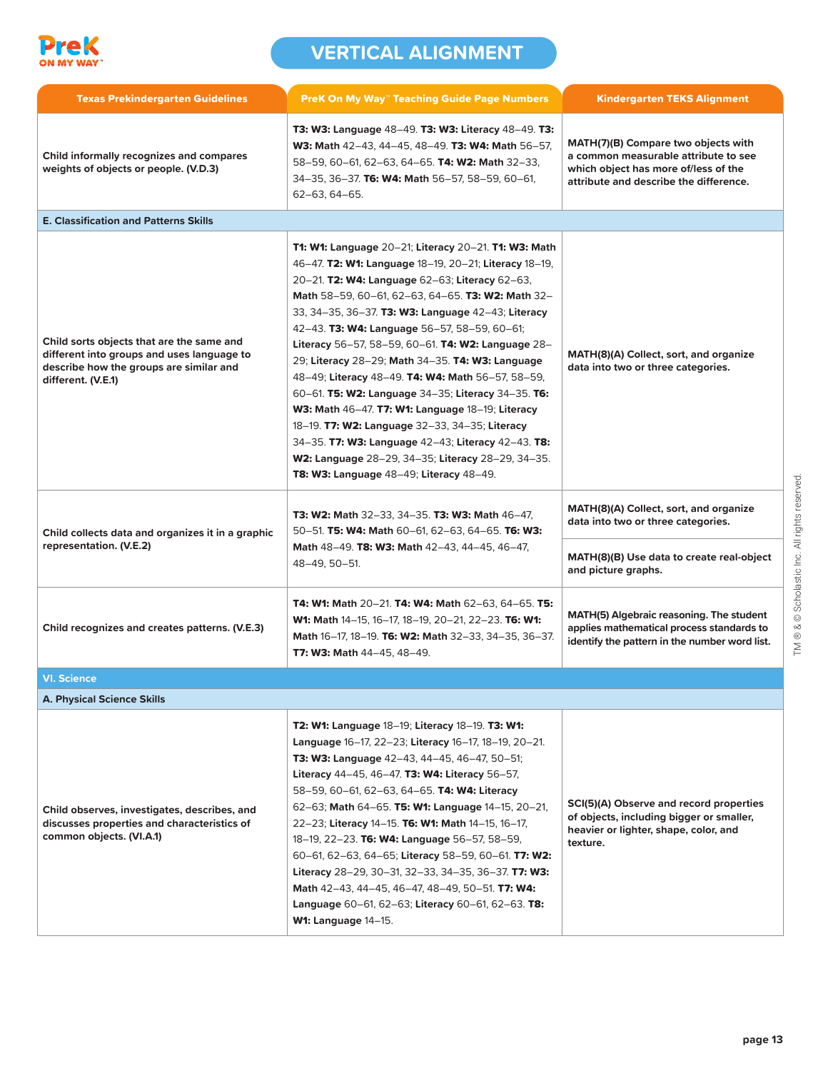# VERTICAL ALIGNMENT

| Texas Prekindergarten Guidelines | PreK On My Way™ Teaching Guide Page Numbers | Kindergarten TEKS Alignment |
|---|---|---|
| Child informally recognizes and compares weights of objects or people. (V.D.3) | **T3: W3:** Language 48–49. **T3: W3:** Literacy 48–49. **T3: W3:** Math 42–43, 44–45, 48–49. **T3: W4:** Math 56–57, 58–59, 60–61, 62–63, 64–65. **T4: W2:** Math 32–33, 34–35, 36–37. **T6: W4:** Math 56–57, 58–59, 60–61, 62–63, 64–65. | MATH(7)(B) Compare two objects with a common measurable attribute to see which object has more of/less of the attribute and describe the difference. |
| **E. Classification and Patterns Skills** | | |
| Child sorts objects that are the same and different into groups and uses language to describe how the groups are similar and different. (V.E.1) | **T1: W1:** Language 20–21; Literacy 20–21. **T1: W3:** Math 46–47. **T2: W1:** Language 18–19, 20–21; Literacy 18–19, 20–21. **T2: W4:** Language 62–63; Literacy 62–63, Math 58–59, 60–61, 62–63, 64–65. **T3: W2:** Math 32–33, 34–35, 36–37. **T3: W3:** Language 42–43; Literacy 42–43. **T3: W4:** Language 56–57, 58–59, 60–61; Literacy 56–57, 58–59, 60–61. **T4: W2:** Language 28–29; Literacy 28–29; Math 34–35. **T4: W3:** Language 48–49; Literacy 48–49. **T4: W4:** Math 56–57, 58–59, 60–61. **T5: W2:** Language 34–35; Literacy 34–35. **T6: W3:** Math 46–47. **T7: W1:** Language 18–19; Literacy 18–19. **T7: W2:** Language 32–33, 34–35; Literacy 34–35. **T7: W3:** Language 42–43; Literacy 42–43. **T8: W2:** Language 28–29, 34–35; Literacy 28–29, 34–35. **T8: W3:** Language 48–49; Literacy 48–49. | MATH(8)(A) Collect, sort, and organize data into two or three categories. |
| Child collects data and organizes it in a graphic representation. (V.E.2) | **T3: W2:** Math 32–33, 34–35. **T3: W3:** Math 46–47, 50–51. **T5: W4:** Math 60–61, 62–63, 64–65. **T6: W3:** Math 48–49. **T8: W3:** Math 42–43, 44–45, 46–47, 48–49, 50–51. | MATH(8)(A) Collect, sort, and organize data into two or three categories.<br><br>MATH(8)(B) Use data to create real-object and picture graphs. |
| Child recognizes and creates patterns. (V.E.3) | **T4: W1:** Math 20–21. **T4: W4:** Math 62–63, 64–65. **T5: W1:** Math 14–15, 16–17, 18–19, 20–21, 22–23. **T6: W1:** Math 16–17, 18–19. **T6: W2:** Math 32–33, 34–35, 36–37. **T7: W3:** Math 44–45, 48–49. | MATH(5) Algebraic reasoning. The student applies mathematical process standards to identify the pattern in the number word list. |
| **VI. Science** | | |
| **A. Physical Science Skills** | | |
| Child observes, investigates, describes, and discusses properties and characteristics of common objects. (VI.A.1) | **T2: W1:** Language 18–19; Literacy 18–19. **T3: W1:** Language 16–17, 22–23; Literacy 16–17, 18–19, 20–21. **T3: W3:** Language 42–43, 44–45, 46–47, 50–51; Literacy 44–45, 46–47. **T3: W4:** Literacy 56–57, 58–59, 60–61, 62–63, 64–65. **T4: W4:** Literacy 62–63; Math 64–65. **T5: W1:** Language 14–15, 20–21, 22–23; Literacy 14–15. **T6: W1:** Math 14–15, 16–17, 18–19, 22–23. **T6: W4:** Language 56–57, 58–59, 60–61, 62–63, 64–65; Literacy 58–59, 60–61. **T7: W2:** Literacy 28–29, 30–31, 32–33, 34–35, 36–37. **T7: W3:** Math 42–43, 44–45, 46–47, 48–49, 50–51. **T7: W4:** Language 60–61, 62–63; Literacy 60–61, 62–63. **T8: W1:** Language 14–15. | SCI(5)(A) Observe and record properties of objects, including bigger or smaller, heavier or lighter, shape, color, and texture. |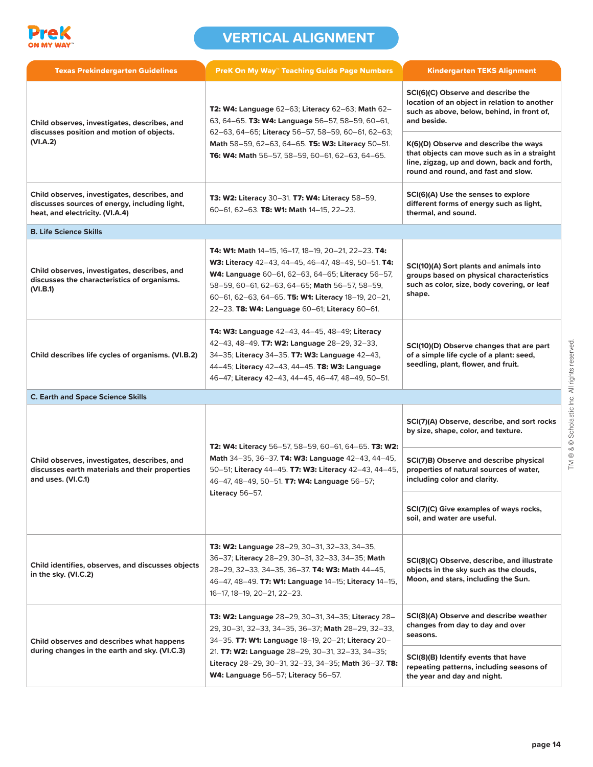# VERTICAL ALIGNMENT

| Texas Prekindergarten Guidelines | PreK On My Way™ Teaching Guide Page Numbers | Kindergarten TEKS Alignment |
|---|---|---|
| **Child observes, investigates, describes, and discusses position and motion of objects. (VI.A.2)** | **T2: W4:** **Language** 62–63; **Literacy** 62–63; **Math** 62–63, 64–65. **T3: W4: Language** 56–57, 58–59, 60–61, 62–63, 64–65; **Literacy** 56–57, 58–59, 60–61, 62–63; **Math** 58–59, 62–63, 64–65. **T5: W3: Literacy** 50–51. **T6: W4: Math** 56–57, 58–59, 60–61, 62–63, 64–65. | **SCI(6)(C) Observe and describe the location of an object in relation to another such as above, below, behind, in front of, and beside.** |
| | | **K(6)(D) Observe and describe the ways that objects can move such as in a straight line, zigzag, up and down, back and forth, round and round, and fast and slow.** |
| **Child observes, investigates, describes, and discusses sources of energy, including light, heat, and electricity. (VI.A.4)** | **T3: W2: Literacy** 30–31. **T7: W4: Literacy** 58–59, 60–61, 62–63. **T8: W1: Math** 14–15, 22–23. | **SCI(6)(A) Use the senses to explore different forms of energy such as light, thermal, and sound.** |
| **B. Life Science Skills** | | |
| **Child observes, investigates, describes, and discusses the characteristics of organisms. (VI.B.1)** | **T4: W1: Math** 14–15, 16–17, 18–19, 20–21, 22–23. **T4: W3: Literacy** 42–43, 44–45, 46–47, 48–49, 50–51. **T4: W4: Language** 60–61, 62–63, 64–65; **Literacy** 56–57, 58–59, 60–61, 62–63, 64–65; **Math** 56–57, 58–59, 60–61, 62–63, 64–65. **T5: W1: Literacy** 18–19, 20–21, 22–23. **T8: W4: Language** 60–61; **Literacy** 60–61. | **SCI(10)(A) Sort plants and animals into groups based on physical characteristics such as color, size, body covering, or leaf shape.** |
| **Child describes life cycles of organisms. (VI.B.2)** | **T4: W3: Language** 42–43, 44–45, 48–49; **Literacy** 42–43, 48–49. **T7: W2: Language** 28–29, 32–33, 34–35; **Literacy** 34–35. **T7: W3: Language** 42–43, 44–45; **Literacy** 42–43, 44–45. **T8: W3: Language** 46–47; **Literacy** 42–43, 44–45, 46–47, 48–49, 50–51. | **SCI(10)(D) Observe changes that are part of a simple life cycle of a plant: seed, seedling, plant, flower, and fruit.** |
| **C. Earth and Space Science Skills** | | |
| **Child observes, investigates, describes, and discusses earth materials and their properties and uses. (VI.C.1)** | **T2: W4: Literacy** 56–57, 58–59, 60–61, 64–65. **T3: W2: Math** 34–35, 36–37. **T4: W3: Language** 42–43, 44–45, 50–51; **Literacy** 44–45. **T7: W3: Literacy** 42–43, 44–45, 46–47, 48–49, 50–51. **T7: W4: Language** 56–57; **Literacy** 56–57. | **SCI(7)(A) Observe, describe, and sort rocks by size, shape, color, and texture.** |
| | | **SCI(7)B) Observe and describe physical properties of natural sources of water, including color and clarity.** |
| | | **SCI(7)(C) Give examples of ways rocks, soil, and water are useful.** |
| **Child identifies, observes, and discusses objects in the sky. (VI.C.2)** | **T3: W2: Language** 28–29, 30–31, 32–33, 34–35, 36–37; **Literacy** 28–29, 30–31, 32–33, 34–35; **Math** 28–29, 32–33, 34–35, 36–37. **T4: W3: Math** 44–45, 46–47, 48–49. **T7: W1: Language** 14–15; **Literacy** 14–15, 16–17, 18–19, 20–21, 22–23. | **SCI(8)(C) Observe, describe, and illustrate objects in the sky such as the clouds, Moon, and stars, including the Sun.** |
| **Child observes and describes what happens during changes in the earth and sky. (VI.C.3)** | **T3: W2: Language** 28–29, 30–31, 34–35; **Literacy** 28–29, 30–31, 32–33, 34–35, 36–37; **Math** 28–29, 32–33, 34–35. **T7: W1: Language** 18–19, 20–21; **Literacy** 20–21. **T7: W2: Language** 28–29, 30–31, 32–33, 34–35; **Literacy** 28–29, 30–31, 32–33, 34–35; **Math** 36–37. **T8: W4: Language** 56–57; **Literacy** 56–57. | **SCI(8)(A) Observe and describe weather changes from day to day and over seasons.** |
| | | **SCI(8)(B) Identify events that have repeating patterns, including seasons of the year and day and night.** |

TM ® & © Scholastic Inc. All rights reserved.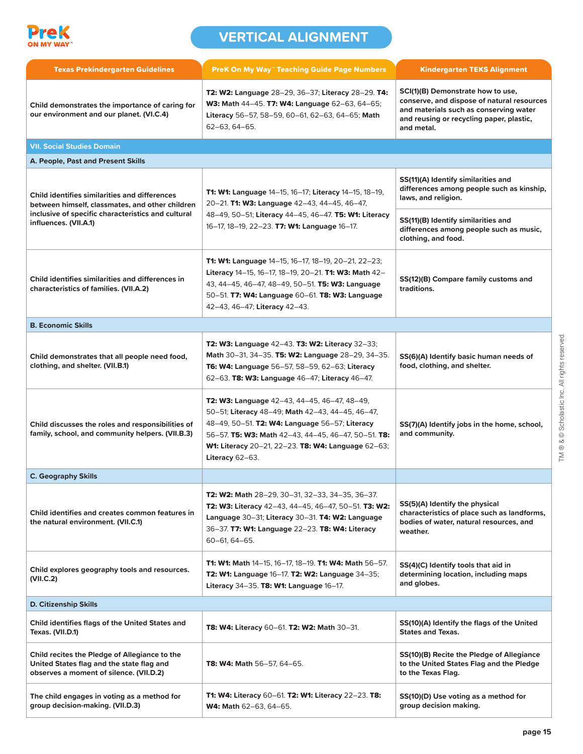# VERTICAL ALIGNMENT

| Texas Prekindergarten Guidelines | PreK On My Way™ Teaching Guide Page Numbers | Kindergarten TEKS Alignment |
|---|---|---|
| Child demonstrates the importance of caring for our environment and our planet. (VI.C.4) | **T2: W2:** Language 28–29, 36–37; **Literacy** 28–29. **T4: W3:** Math 44–45. **T7: W4:** Language 62–63, 64–65; **Literacy** 56–57, 58–59, 60–61, 62–63, 64–65; **Math** 62–63, 64–65. | **SCI(1)(B) Demonstrate how to use, conserve, and dispose of natural resources and materials such as conserving water and reusing or recycling paper, plastic, and metal.** |
| **VII. Social Studies Domain** | | |
| **A. People, Past and Present Skills** | | |
| Child identifies similarities and differences between himself, classmates, and other children inclusive of specific characteristics and cultural influences. (VII.A.1) | **T1: W1:** Language 14–15, 16–17; **Literacy** 14–15, 18–19, 20–21. **T1: W3:** Language 42–43, 44–45, 46–47, 48–49, 50–51; **Literacy** 44–45, 46–47. **T5: W1:** Literacy 16–17, 18–19, 22–23. **T7: W1:** Language 16–17. | **SS(11)(A) Identify similarities and differences among people such as kinship, laws, and religion.** **SS(11)(B) Identify similarities and differences among people such as music, clothing, and food.** |
| Child identifies similarities and differences in characteristics of families. (VII.A.2) | **T1: W1:** Language 14–15, 16–17, 18–19, 20–21, 22–23; **Literacy** 14–15, 16–17, 18–19, 20–21. **T1: W3:** Math 42–43, 44–45, 46–47, 48–49, 50–51. **T5: W3:** Language 50–51. **T7: W4:** Language 60–61. **T8: W3:** Language 42–43, 46–47; **Literacy** 42–43. | **SS(12)(B) Compare family customs and traditions.** |
| **B. Economic Skills** | | |
| Child demonstrates that all people need food, clothing, and shelter. (VII.B.1) | **T2: W3:** Language 42–43. **T3: W2:** Literacy 32–33; **Math** 30–31, 34–35. **T6: W4:** Language 56–57, 58–59, 62–63; **Literacy** 62–63. **T8: W3:** Language 46–47; **Literacy** 46–47. | **SS(6)(A) Identify basic human needs of food, clothing, and shelter.** |
| Child discusses the roles and responsibilities of family, school, and community helpers. (VII.B.3) | **T2: W3:** Language 42–43, 44–45, 46–47, 48–49, 50–51; **Literacy** 48–49; **Math** 42–43, 44–45, 46–47, 48–49, 50–51. **T2: W4:** Language 56–57; **Literacy** 56–57. **T5: W3:** Math 42–43, 44–45, 46–47, 50–51. **T8: W1:** Literacy 20–21, 22–23. **T8: W4:** Language 62–63; **Literacy** 62–63. | **SS(7)(A) Identify jobs in the home, school, and community.** |
| **C. Geography Skills** | | |
| Child identifies and creates common features in the natural environment. (VII.C.1) | **T2: W2:** Math 28–29, 30–31, 32–33, 34–35, 36–37. **T2: W3:** Literacy 42–43, 44–45, 46–47, 50–51. **T3: W2:** Language 30–31; **Literacy** 30–31. **T4: W2:** Language 36–37. **T7: W1:** Language 22–23. **T8: W4:** Literacy 60–61, 64–65. | **SS(5)(A) Identify the physical characteristics of place such as landforms, bodies of water, natural resources, and weather.** |
| Child explores geography tools and resources. (VII.C.2) | **T1: W1:** Math 14–15, 16–17, 18–19. **T1: W4:** Math 56–57. **T2: W1:** Language 16–17. **T2: W2:** Language 34–35; **Literacy** 34–35. **T8: W1:** Language 16–17. | **SS(4)(C) Identify tools that aid in determining location, including maps and globes.** |
| **D. Citizenship Skills** | | |
| Child identifies flags of the United States and Texas. (VII.D.1) | **T8: W4:** Literacy 60–61. **T2: W2:** Math 30–31. | **SS(10)(A) Identify the flags of the United States and Texas.** |
| Child recites the Pledge of Allegiance to the United States flag and the state flag and observes a moment of silence. (VII.D.2) | **T8: W4:** Math 56–57, 64–65. | **SS(10)(B) Recite the Pledge of Allegiance to the United States Flag and the Pledge to the Texas Flag.** |
| The child engages in voting as a method for group decision-making. (VII.D.3) | **T1: W4:** Literacy 60–61. **T2: W1:** Literacy 22–23. **T8: W4:** Math 62–63, 64–65. | **SS(10)(D) Use voting as a method for group decision making.** |

TM ® & © Scholastic Inc. All rights reserved.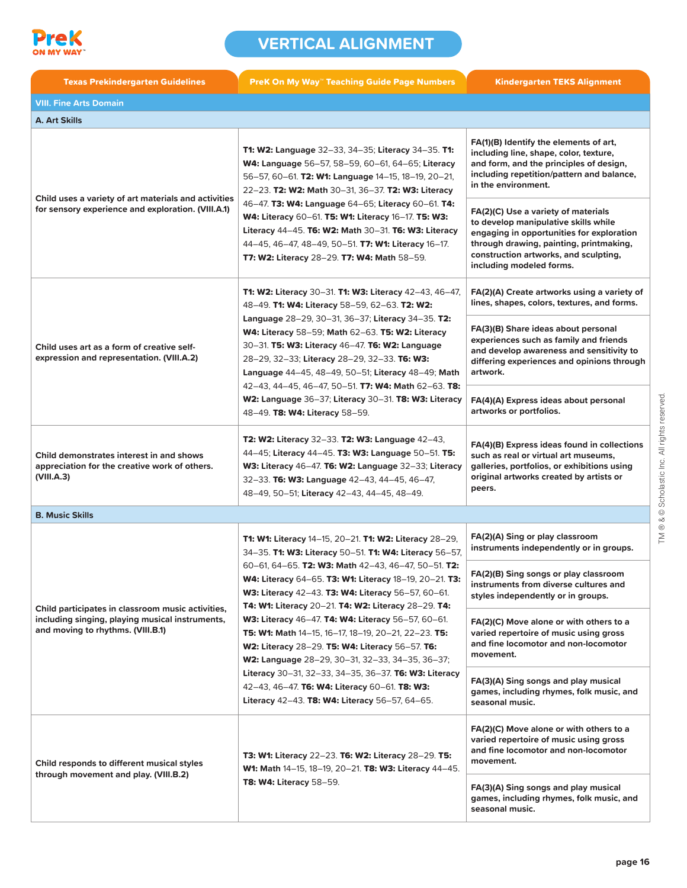# VERTICAL ALIGNMENT

| Texas Prekindergarten Guidelines | PreK On My Way™ Teaching Guide Page Numbers | Kindergarten TEKS Alignment |
|---|---|---|
| **VIII. Fine Arts Domain** | | |
| **A. Art Skills** | | |
| Child uses a variety of art materials and activities for sensory experience and exploration. (VIII.A.1) | **T1: W2: Language** 32–33, 34–35; **Literacy** 34–35. **T1: W4: Language** 56–57, 58–59, 60–61, 64–65; **Literacy** 56–57, 60–61. **T2: W1: Language** 14–15, 18–19, 20–21, 22–23. **T2: W2: Math** 30–31, 36–37. **T2: W3: Literacy** 46–47. **T3: W4: Language** 64–65; **Literacy** 60–61. **T4: W4: Literacy** 60–61. **T5: W1: Literacy** 16–17. **T5: W3: Literacy** 44–45. **T6: W2: Math** 30–31. **T6: W3: Literacy** 44–45, 46–47, 48–49, 50–51. **T7: W1: Literacy** 16–17. **T7: W2: Literacy** 28–29. **T7: W4: Math** 58–59. | FA(1)(B) Identify the elements of art, including line, shape, color, texture, and form, and the principles of design, including repetition/pattern and balance, in the environment. |
| | | FA(2)(C) Use a variety of materials to develop manipulative skills while engaging in opportunities for exploration through drawing, painting, printmaking, construction artworks, and sculpting, including modeled forms. |
| Child uses art as a form of creative self-expression and representation. (VIII.A.2) | **T1: W2: Literacy** 30–31. **T1: W3: Literacy** 42–43, 46–47, 48–49. **T1: W4: Literacy** 58–59, 62–63. **T2: W2: Language** 28–29, 30–31, 36–37; **Literacy** 34–35. **T2: W4: Literacy** 58–59; **Math** 62–63. **T5: W2: Literacy** 30–31. **T5: W3: Literacy** 46–47. **T6: W2: Language** 28–29, 32–33; **Literacy** 28–29, 32–33. **T6: W3: Language** 44–45, 48–49, 50–51; **Literacy** 48–49; **Math** 42–43, 44–45, 46–47, 50–51. **T7: W4: Math** 62–63. **T8: W2: Language** 36–37; **Literacy** 30–31. **T8: W3: Literacy** 48–49. **T8: W4: Literacy** 58–59. | FA(2)(A) Create artworks using a variety of lines, shapes, colors, textures, and forms. |
| | | FA(3)(B) Share ideas about personal experiences such as family and friends and develop awareness and sensitivity to differing experiences and opinions through artwork. |
| | | FA(4)(A) Express ideas about personal artworks or portfolios. |
| Child demonstrates interest in and shows appreciation for the creative work of others. (VIII.A.3) | **T2: W2: Literacy** 32–33. **T2: W3: Language** 42–43, 44–45; **Literacy** 44–45. **T3: W3: Language** 50–51. **T5: W3: Literacy** 46–47. **T6: W2: Language** 32–33; **Literacy** 32–33. **T6: W3: Language** 42–43, 44–45, 46–47, 48–49, 50–51; **Literacy** 42–43, 44–45, 48–49. | FA(4)(B) Express ideas found in collections such as real or virtual art museums, galleries, portfolios, or exhibitions using original artworks created by artists or peers. |
| **B. Music Skills** | | |
| Child participates in classroom music activities, including singing, playing musical instruments, and moving to rhythms. (VIII.B.1) | **T1: W1: Literacy** 14–15, 20–21. **T1: W2: Literacy** 28–29, 34–35. **T1: W3: Literacy** 50–51. **T1: W4: Literacy** 56–57, 60–61, 64–65. **T2: W3: Math** 42–43, 46–47, 50–51. **T2: W4: Literacy** 64–65. **T3: W1: Literacy** 18–19, 20–21. **T3: W3: Literacy** 42–43. **T3: W4: Literacy** 56–57, 60–61. **T4: W1: Literacy** 20–21. **T4: W2: Literacy** 28–29. **T4: W3: Literacy** 46–47. **T4: W4: Literacy** 56–57, 60–61. **T5: W1: Math** 14–15, 16–17, 18–19, 20–21, 22–23. **T5: W2: Literacy** 28–29. **T5: W4: Literacy** 56–57. **T6: W2: Language** 28–29, 30–31, 32–33, 34–35, 36–37; **Literacy** 30–31, 32–33, 34–35, 36–37. **T6: W3: Literacy** 42–43, 46–47. **T6: W4: Literacy** 60–61. **T8: W3: Literacy** 42–43. **T8: W4: Literacy** 56–57, 64–65. | FA(2)(A) Sing or play classroom instruments independently or in groups. |
| | | FA(2)(B) Sing songs or play classroom instruments from diverse cultures and styles independently or in groups. |
| | | FA(2)(C) Move alone or with others to a varied repertoire of music using gross and fine locomotor and non-locomotor movement. |
| | | FA(3)(A) Sing songs and play musical games, including rhymes, folk music, and seasonal music. |
| Child responds to different musical styles through movement and play. (VIII.B.2) | **T3: W1: Literacy** 22–23. **T6: W2: Literacy** 28–29. **T5: W1: Math** 14–15, 18–19, 20–21. **T8: W3: Literacy** 44–45. **T8: W4: Literacy** 58–59. | FA(2)(C) Move alone or with others to a varied repertoire of music using gross and fine locomotor and non-locomotor movement. |
| | | FA(3)(A) Sing songs and play musical games, including rhymes, folk music, and seasonal music. |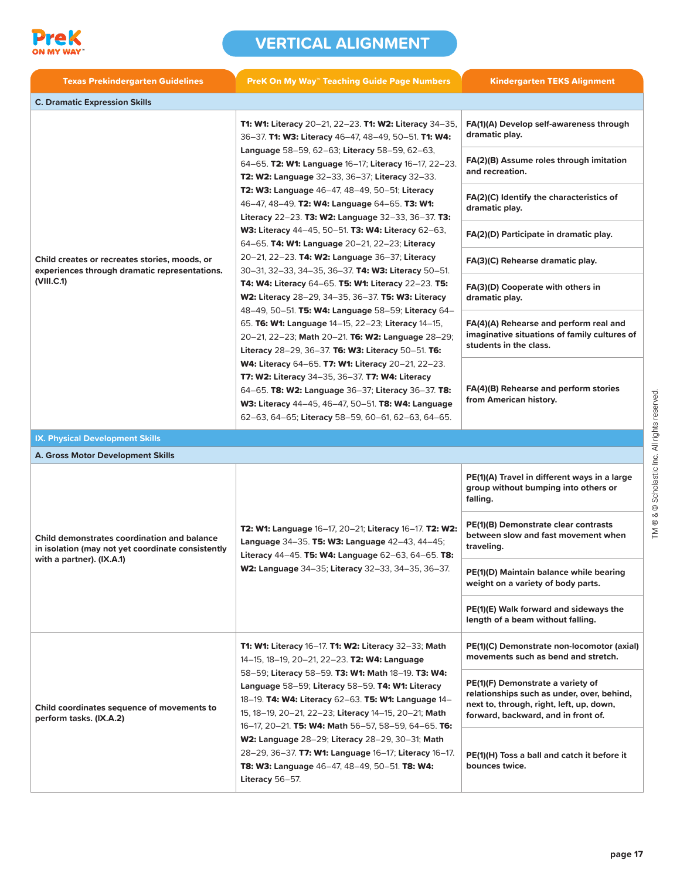# VERTICAL ALIGNMENT

| Texas Prekindergarten Guidelines | PreK On My Way™ Teaching Guide Page Numbers | Kindergarten TEKS Alignment |
|---|---|---|
| **C. Dramatic Expression Skills** | | |
| Child creates or recreates stories, moods, or experiences through dramatic representations. (VIII.C.1) | **T1: W1:** Literacy 20–21, 22–23. **T1: W2:** Literacy 34–35, 36–37. **T1: W3:** Literacy 46–47, 48–49, 50–51. **T1: W4:** Language 58–59, 62–63; Literacy 58–59, 62–63, 64–65. **T2: W1:** Language 16–17; Literacy 16–17, 22–23. **T2: W2:** Language 32–33, 36–37; Literacy 32–33. **T2: W3:** Language 46–47, 48–49, 50–51; Literacy 46–47, 48–49. **T2: W4:** Language 64–65. **T3: W1:** Literacy 22–23. **T3: W2:** Language 32–33, 36–37. **T3: W3:** Literacy 44–45, 50–51. **T3: W4:** Literacy 62–63, 64–65. **T4: W1:** Language 20–21, 22–23; Literacy 20–21, 22–23. **T4: W2:** Language 36–37; Literacy 30–31, 32–33, 34–35, 36–37. **T4: W3:** Literacy 50–51. **T4: W4:** Literacy 64–65. **T5: W1:** Literacy 22–23. **T5: W2:** Literacy 28–29, 34–35, 36–37. **T5: W3:** Literacy 48–49, 50–51. **T5: W4:** Language 58–59; Literacy 64–65. **T6: W1:** Language 14–15, 22–23; Literacy 14–15, 20–21, 22–23; Math 20–21. **T6: W2:** Language 28–29; Literacy 28–29, 36–37. **T6: W3:** Literacy 50–51. **T6: W4:** Literacy 64–65. **T7: W1:** Literacy 20–21, 22–23. **T7: W2:** Literacy 34–35, 36–37. **T7: W4:** Literacy 64–65. **T8: W2:** Language 36–37; Literacy 36–37. **T8: W3:** Literacy 44–45, 46–47, 50–51. **T8: W4:** Language 62–63, 64–65; Literacy 58–59, 60–61, 62–63, 64–65. | FA(1)(A) Develop self-awareness through dramatic play.<br>FA(2)(B) Assume roles through imitation and recreation.<br>FA(2)(C) Identify the characteristics of dramatic play.<br>FA(2)(D) Participate in dramatic play.<br>FA(3)(C) Rehearse dramatic play.<br>FA(3)(D) Cooperate with others in dramatic play.<br>FA(4)(A) Rehearse and perform real and imaginative situations of family cultures of students in the class.<br>FA(4)(B) Rehearse and perform stories from American history. |
| **IX. Physical Development Skills** | | |
| **A. Gross Motor Development Skills** | | |
| Child demonstrates coordination and balance in isolation (may not yet coordinate consistently with a partner). (IX.A.1) | **T2: W1:** Language 16–17, 20–21; Literacy 16–17. **T2: W2:** Language 34–35. **T5: W3:** Language 42–43, 44–45; Literacy 44–45. **T5: W4:** Language 62–63, 64–65. **T8: W2:** Language 34–35; Literacy 32–33, 34–35, 36–37. | PE(1)(A) Travel in different ways in a large group without bumping into others or falling.<br>PE(1)(B) Demonstrate clear contrasts between slow and fast movement when traveling.<br>PE(1)(D) Maintain balance while bearing weight on a variety of body parts.<br>PE(1)(E) Walk forward and sideways the length of a beam without falling. |
| Child coordinates sequence of movements to perform tasks. (IX.A.2) | **T1: W1:** Literacy 16–17. **T1: W2:** Literacy 32–33; Math 14–15, 18–19, 20–21, 22–23. **T2: W4:** Language 58–59; Literacy 58–59. **T3: W1:** Math 18–19. **T3: W4:** Language 58–59; Literacy 58–59. **T4: W1:** Literacy 18–19. **T4: W4:** Literacy 62–63. **T5: W1:** Language 14–15, 18–19, 20–21, 22–23; Literacy 14–15, 20–21; Math 16–17, 20–21. **T5: W4:** Math 56–57, 58–59, 64–65. **T6: W2:** Language 28–29; Literacy 28–29, 30–31; Math 28–29, 36–37. **T7: W1:** Language 16–17; Literacy 16–17. **T8: W3:** Language 46–47, 48–49, 50–51. **T8: W4:** Literacy 56–57. | PE(1)(C) Demonstrate non-locomotor (axial) movements such as bend and stretch.<br>PE(1)(F) Demonstrate a variety of relationships such as under, over, behind, next to, through, right, left, up, down, forward, backward, and in front of.<br>PE(1)(H) Toss a ball and catch it before it bounces twice. |

TM ® & © Scholastic Inc. All rights reserved.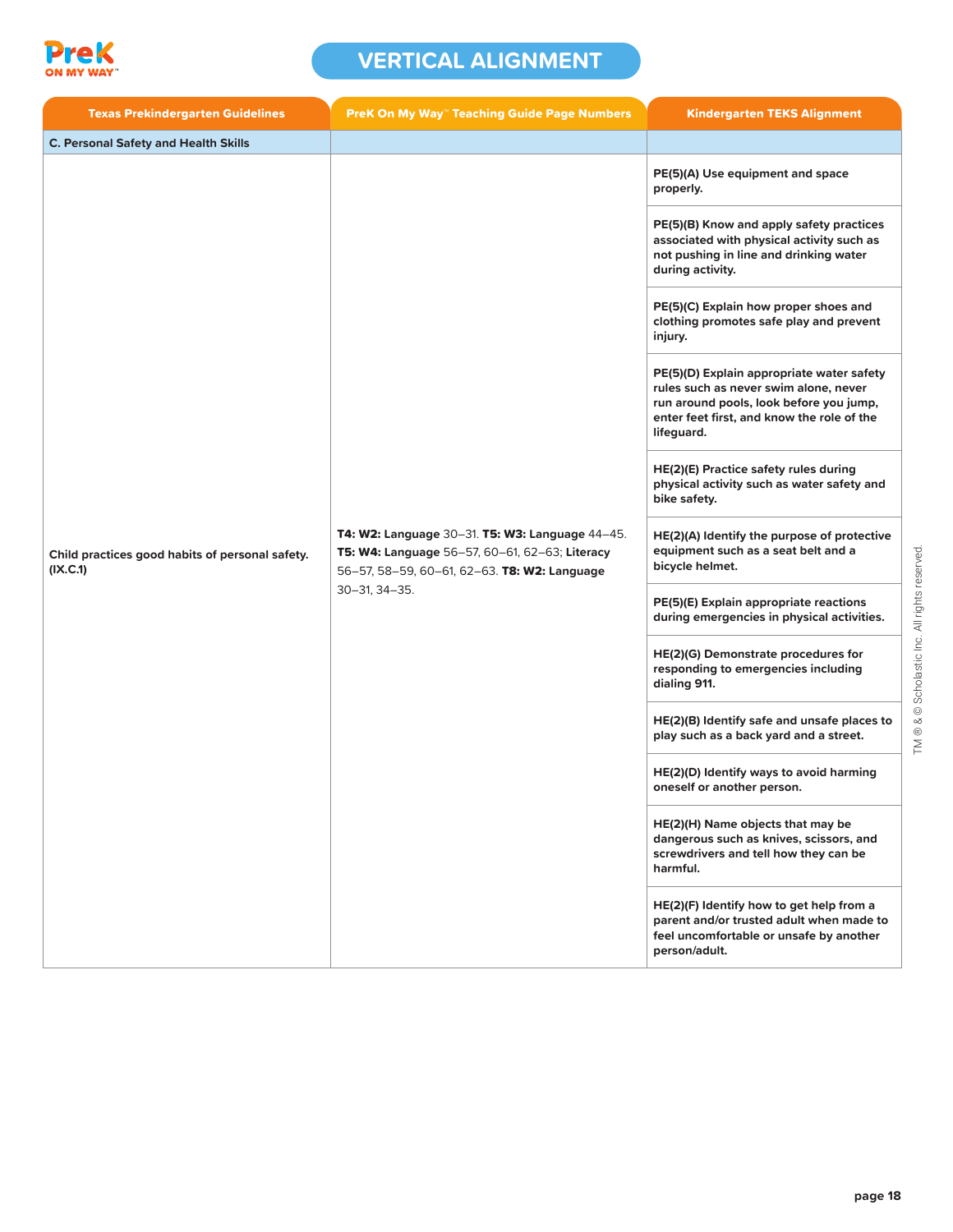# VERTICAL ALIGNMENT

| Texas Prekindergarten Guidelines | PreK On My Way™ Teaching Guide Page Numbers | Kindergarten TEKS Alignment |
|---|---|---|
| **C. Personal Safety and Health Skills** | | |
| **Child practices good habits of personal safety. (IX.C.1)** | **T4: W2: Language** 30–31. **T5: W3: Language** 44–45. **T5: W4: Language** 56–57, 60–61, 62–63; **Literacy** 56–57, 58–59, 60–61, 62–63. **T8: W2: Language** 30–31, 34–35. | **PE(5)(A) Use equipment and space properly.** |
| | | **PE(5)(B) Know and apply safety practices associated with physical activity such as not pushing in line and drinking water during activity.** |
| | | **PE(5)(C) Explain how proper shoes and clothing promotes safe play and prevent injury.** |
| | | **PE(5)(D) Explain appropriate water safety rules such as never swim alone, never run around pools, look before you jump, enter feet first, and know the role of the lifeguard.** |
| | | **HE(2)(E) Practice safety rules during physical activity such as water safety and bike safety.** |
| | | **HE(2)(A) Identify the purpose of protective equipment such as a seat belt and a bicycle helmet.** |
| | | **PE(5)(E) Explain appropriate reactions during emergencies in physical activities.** |
| | | **HE(2)(G) Demonstrate procedures for responding to emergencies including dialing 911.** |
| | | **HE(2)(B) Identify safe and unsafe places to play such as a back yard and a street.** |
| | | **HE(2)(D) Identify ways to avoid harming oneself or another person.** |
| | | **HE(2)(H) Name objects that may be dangerous such as knives, scissors, and screwdrivers and tell how they can be harmful.** |
| | | **HE(2)(F) Identify how to get help from a parent and/or trusted adult when made to feel uncomfortable or unsafe by another person/adult.** |

TM ® & © Scholastic Inc. All rights reserved.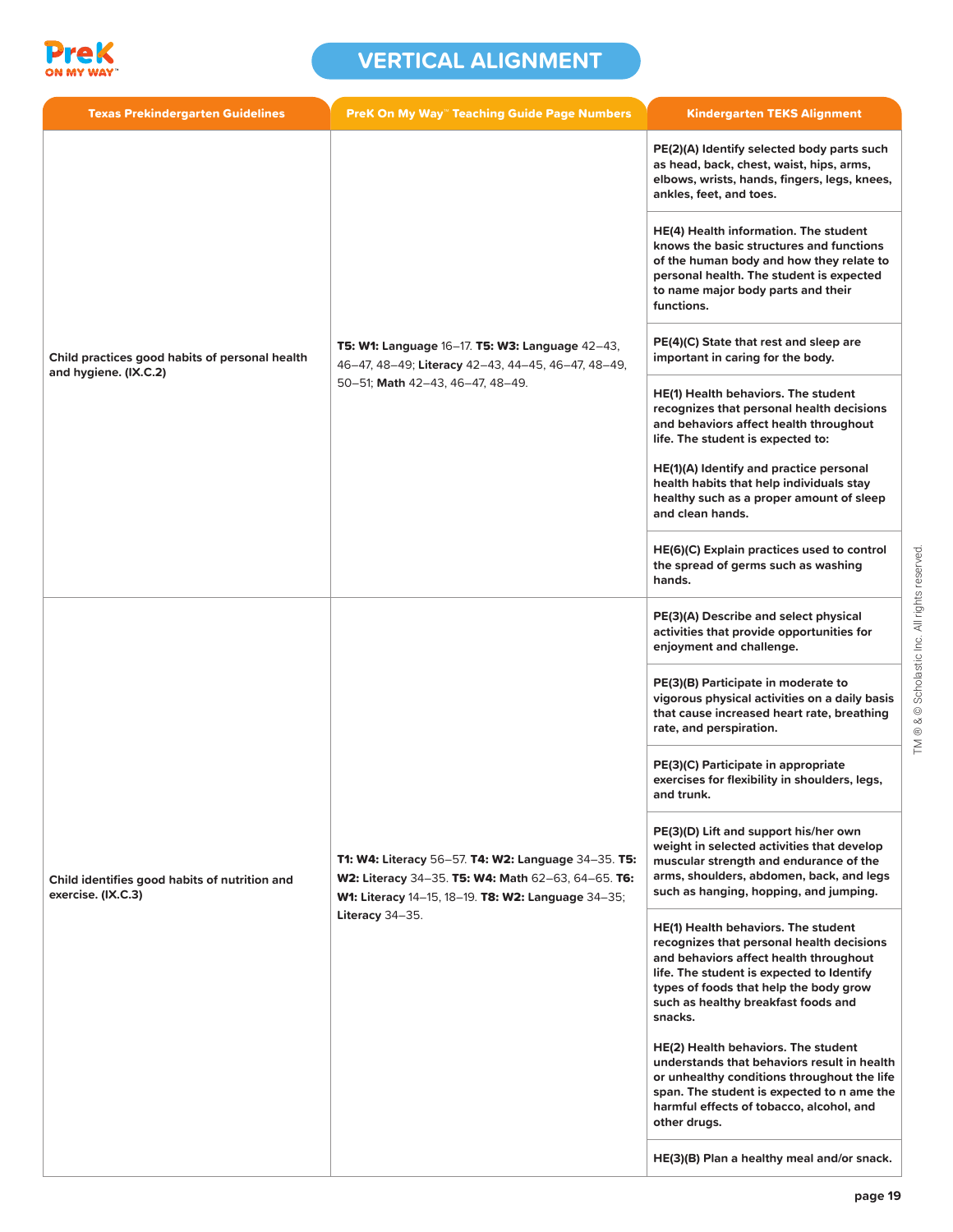# VERTICAL ALIGNMENT

| Texas Prekindergarten Guidelines | PreK On My Way™ Teaching Guide Page Numbers | Kindergarten TEKS Alignment |
|---|---|---|
| **Child practices good habits of personal health and hygiene. (IX.C.2)** | **T5: W1: Language** 16–17. **T5: W3: Language** 42–43, 46–47, 48–49; **Literacy** 42–43, 44–45, 46–47, 48–49, 50–51; **Math** 42–43, 46–47, 48–49. | **PE(2)(A) Identify selected body parts such as head, back, chest, waist, hips, arms, elbows, wrists, hands, fingers, legs, knees, ankles, feet, and toes.** |
| | | **HE(4) Health information. The student knows the basic structures and functions of the human body and how they relate to personal health. The student is expected to name major body parts and their functions.** |
| | | **PE(4)(C) State that rest and sleep are important in caring for the body.** |
| | | **HE(1) Health behaviors. The student recognizes that personal health decisions and behaviors affect health throughout life. The student is expected to:** <br><br> **HE(1)(A) Identify and practice personal health habits that help individuals stay healthy such as a proper amount of sleep and clean hands.** |
| | | **HE(6)(C) Explain practices used to control the spread of germs such as washing hands.** |
| **Child identifies good habits of nutrition and exercise. (IX.C.3)** | **T1: W4: Literacy** 56–57. **T4: W2: Language** 34–35. **T5: W2: Literacy** 34–35. **T5: W4: Math** 62–63, 64–65. **T6: W1: Literacy** 14–15, 18–19. **T8: W2: Language** 34–35; **Literacy** 34–35. | **PE(3)(A) Describe and select physical activities that provide opportunities for enjoyment and challenge.** |
| | | **PE(3)(B) Participate in moderate to vigorous physical activities on a daily basis that cause increased heart rate, breathing rate, and perspiration.** |
| | | **PE(3)(C) Participate in appropriate exercises for flexibility in shoulders, legs, and trunk.** |
| | | **PE(3)(D) Lift and support his/her own weight in selected activities that develop muscular strength and endurance of the arms, shoulders, abdomen, back, and legs such as hanging, hopping, and jumping.** |
| | | **HE(1) Health behaviors. The student recognizes that personal health decisions and behaviors affect health throughout life. The student is expected to Identify types of foods that help the body grow such as healthy breakfast foods and snacks.** <br><br> **HE(2) Health behaviors. The student understands that behaviors result in health or unhealthy conditions throughout the life span. The student is expected to n ame the harmful effects of tobacco, alcohol, and other drugs.** |
| | | **HE(3)(B) Plan a healthy meal and/or snack.** |

TM ® & © Scholastic Inc. All rights reserved.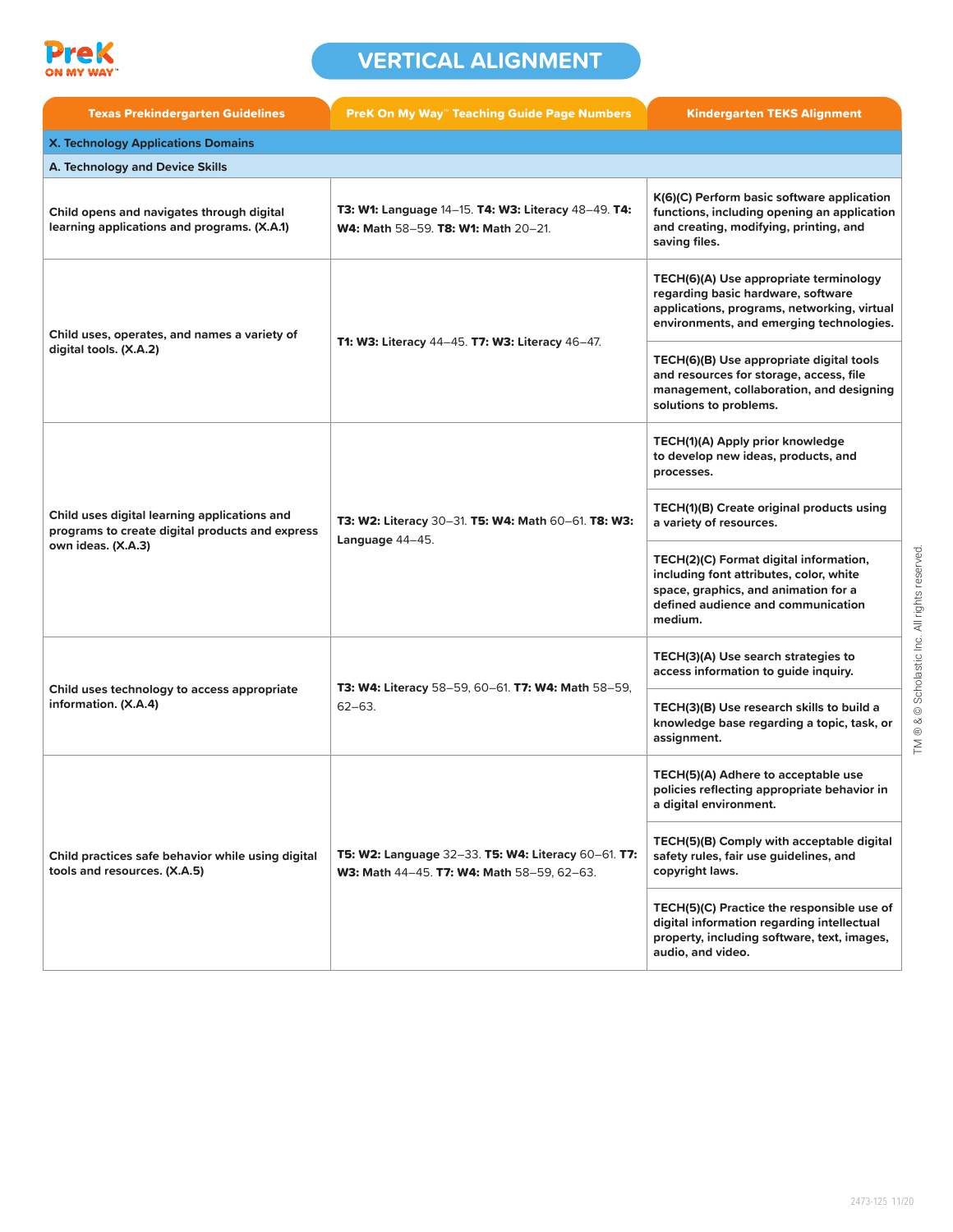# VERTICAL ALIGNMENT

| Texas Prekindergarten Guidelines | PreK On My Way™ Teaching Guide Page Numbers | Kindergarten TEKS Alignment |
|---|---|---|
| **X. Technology Applications Domains** | | |
| **A. Technology and Device Skills** | | |
| **Child opens and navigates through digital learning applications and programs. (X.A.1)** | **T3: W1: Language** 14–15. **T4: W3: Literacy** 48–49. **T4: W4: Math** 58–59. **T8: W1: Math** 20–21. | **K(6)(C) Perform basic software application functions, including opening an application and creating, modifying, printing, and saving files.** |
| **Child uses, operates, and names a variety of digital tools. (X.A.2)** | **T1: W3: Literacy** 44–45. **T7: W3: Literacy** 46–47. | **TECH(6)(A) Use appropriate terminology regarding basic hardware, software applications, programs, networking, virtual environments, and emerging technologies.** |
| | | **TECH(6)(B) Use appropriate digital tools and resources for storage, access, file management, collaboration, and designing solutions to problems.** |
| **Child uses digital learning applications and programs to create digital products and express own ideas. (X.A.3)** | **T3: W2: Literacy** 30–31. **T5: W4: Math** 60–61. **T8: W3: Language** 44–45. | **TECH(1)(A) Apply prior knowledge to develop new ideas, products, and processes.** |
| | | **TECH(1)(B) Create original products using a variety of resources.** |
| | | **TECH(2)(C) Format digital information, including font attributes, color, white space, graphics, and animation for a defined audience and communication medium.** |
| **Child uses technology to access appropriate information. (X.A.4)** | **T3: W4: Literacy** 58–59, 60–61. **T7: W4: Math** 58–59, 62–63. | **TECH(3)(A) Use search strategies to access information to guide inquiry.** |
| | | **TECH(3)(B) Use research skills to build a knowledge base regarding a topic, task, or assignment.** |
| **Child practices safe behavior while using digital tools and resources. (X.A.5)** | **T5: W2: Language** 32–33. **T5: W4: Literacy** 60–61. **T7: W3: Math** 44–45. **T7: W4: Math** 58–59, 62–63. | **TECH(5)(A) Adhere to acceptable use policies reflecting appropriate behavior in a digital environment.** |
| | | **TECH(5)(B) Comply with acceptable digital safety rules, fair use guidelines, and copyright laws.** |
| | | **TECH(5)(C) Practice the responsible use of digital information regarding intellectual property, including software, text, images, audio, and video.** |

TM ® & © Scholastic Inc. All rights reserved.

2473-125 11/20